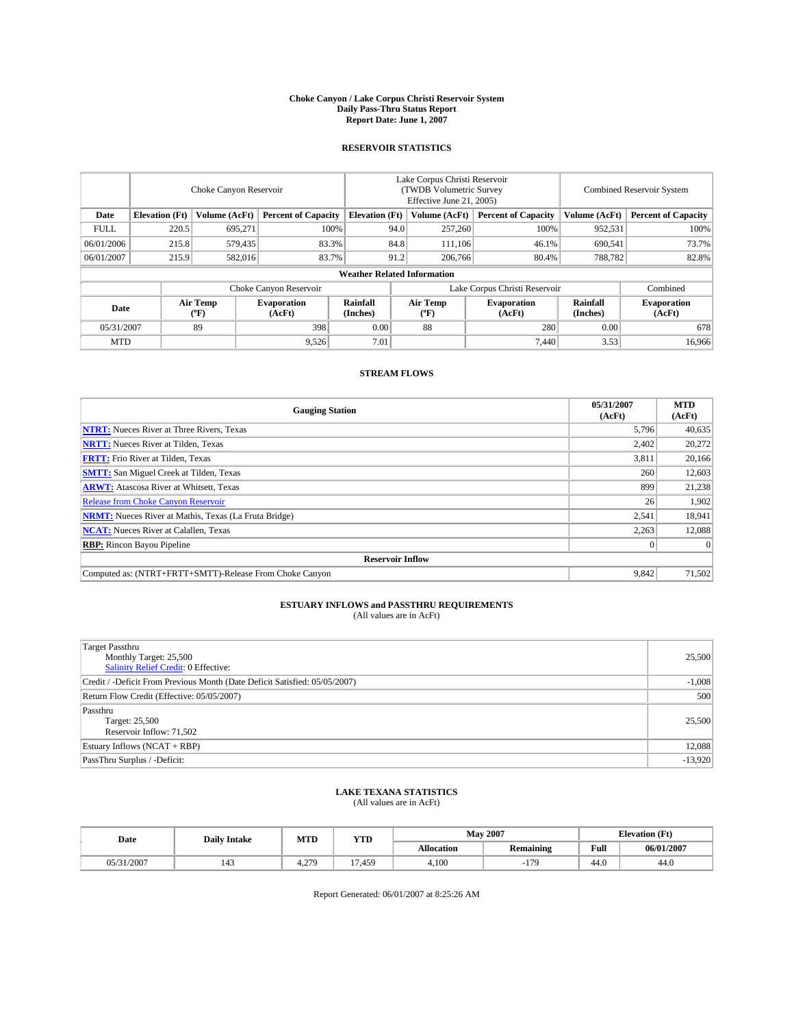# Choke Canyon / Lake Corpus Christi Reservoir System
## Daily Pass-Thru Status Report
### Report Date: June 1, 2007

## RESERVOIR STATISTICS

| | Choke Canyon Reservoir | | | Lake Corpus Christi Reservoir (TWDB Volumetric Survey Effective June 21, 2005) | | | Combined Reservoir System | |
|---|---|---|---|---|---|---|---|---|
| Date | Elevation (Ft) | Volume (AcFt) | Percent of Capacity | Elevation (Ft) | Volume (AcFt) | Percent of Capacity | Volume (AcFt) | Percent of Capacity |
| FULL | 220.5 | 695,271 | 100% | 94.0 | 257,260 | 100% | 952,531 | 100% |
| 06/01/2006 | 215.8 | 579,435 | 83.3% | 84.8 | 111,106 | 46.1% | 690,541 | 73.7% |
| 06/01/2007 | 215.9 | 582,016 | 83.7% | 91.2 | 206,766 | 80.4% | 788,782 | 82.8% |

**Weather Related Information**

| | Choke Canyon Reservoir | | | Lake Corpus Christi Reservoir | | | Combined |
|---|---|---|---|---|---|---|---|
| Date | Air Temp (ºF) | Evaporation (AcFt) | Rainfall (Inches) | Air Temp (ºF) | Evaporation (AcFt) | Rainfall (Inches) | Evaporation (AcFt) |
| 05/31/2007 | 89 | 398 | 0.00 | 88 | 280 | 0.00 | 678 |
| MTD | | 9,526 | 7.01 | | 7,440 | 3.53 | 16,966 |

## STREAM FLOWS

| Gauging Station | 05/31/2007 (AcFt) | MTD (AcFt) |
|---|---|---|
| **NTRT:** Nueces River at Three Rivers, Texas | 5,796 | 40,635 |
| **NRTT:** Nueces River at Tilden, Texas | 2,402 | 20,272 |
| **FRTT:** Frio River at Tilden, Texas | 3,811 | 20,166 |
| **SMTT:** San Miguel Creek at Tilden, Texas | 260 | 12,603 |
| **ARWT:** Atascosa River at Whitsett, Texas | 899 | 21,238 |
| Release from Choke Canyon Reservoir | 26 | 1,902 |
| **NRMT:** Nueces River at Mathis, Texas (La Fruta Bridge) | 2,541 | 18,941 |
| **NCAT:** Nueces River at Calallen, Texas | 2,263 | 12,088 |
| **RBP:** Rincon Bayou Pipeline | 0 | 0 |
| **Reservoir Inflow** | | |
| Computed as: (NTRT+FRTT+SMTT)-Release From Choke Canyon | 9,842 | 71,502 |

## ESTUARY INFLOWS and PASSTHRU REQUIREMENTS
(All values are in AcFt)

| | |
|---|---|
| Target Passthru<br>Monthly Target: 25,500<br>Salinity Relief Credit: 0 Effective: | 25,500 |
| Credit / -Deficit From Previous Month (Date Deficit Satisfied: 05/05/2007) | -1,008 |
| Return Flow Credit (Effective: 05/05/2007) | 500 |
| Passthru<br>Target: 25,500<br>Reservoir Inflow: 71,502 | 25,500 |
| Estuary Inflows (NCAT + RBP) | 12,088 |
| PassThru Surplus / -Deficit: | -13,920 |

## LAKE TEXANA STATISTICS
(All values are in AcFt)

| Date | Daily Intake | MTD | YTD | May 2007 | | Elevation (Ft) | |
|---|---|---|---|---|---|---|---|
| | | | | Allocation | Remaining | Full | 06/01/2007 |
| 05/31/2007 | 143 | 4,279 | 17,459 | 4,100 | -179 | 44.0 | 44.0 |

Report Generated: 06/01/2007 at 8:25:26 AM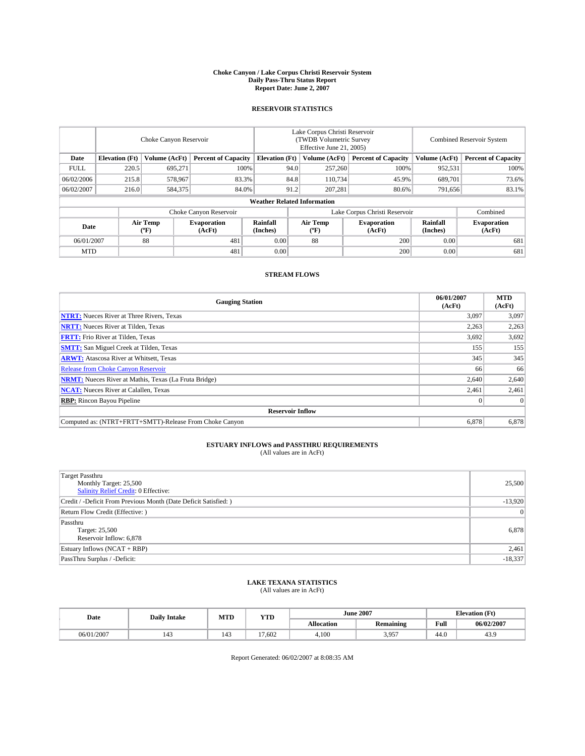# Choke Canyon / Lake Corpus Christi Reservoir System
## Daily Pass-Thru Status Report
### Report Date: June 2, 2007

## RESERVOIR STATISTICS

| | Choke Canyon Reservoir | | | Lake Corpus Christi Reservoir (TWDB Volumetric Survey Effective June 21, 2005) | | | Combined Reservoir System | |
|---|---|---|---|---|---|---|---|---|
| Date | Elevation (Ft) | Volume (AcFt) | Percent of Capacity | Elevation (Ft) | Volume (AcFt) | Percent of Capacity | Volume (AcFt) | Percent of Capacity |
| FULL | 220.5 | 695,271 | 100% | 94.0 | 257,260 | 100% | 952,531 | 100% |
| 06/02/2006 | 215.8 | 578,967 | 83.3% | 84.8 | 110,734 | 45.9% | 689,701 | 73.6% |
| 06/02/2007 | 216.0 | 584,375 | 84.0% | 91.2 | 207,281 | 80.6% | 791,656 | 83.1% |

**Weather Related Information**

| | Choke Canyon Reservoir | | | Lake Corpus Christi Reservoir | | | Combined |
|---|---|---|---|---|---|---|---|
| Date | Air Temp (ºF) | Evaporation (AcFt) | Rainfall (Inches) | Air Temp (ºF) | Evaporation (AcFt) | Rainfall (Inches) | Evaporation (AcFt) |
| 06/01/2007 | 88 | 481 | 0.00 | 88 | 200 | 0.00 | 681 |
| MTD | | 481 | 0.00 | | 200 | 0.00 | 681 |

## STREAM FLOWS

| Gauging Station | 06/01/2007 (AcFt) | MTD (AcFt) |
|---|---|---|
| **NTRT:** Nueces River at Three Rivers, Texas | 3,097 | 3,097 |
| **NRTT:** Nueces River at Tilden, Texas | 2,263 | 2,263 |
| **FRTT:** Frio River at Tilden, Texas | 3,692 | 3,692 |
| **SMTT:** San Miguel Creek at Tilden, Texas | 155 | 155 |
| **ARWT:** Atascosa River at Whitsett, Texas | 345 | 345 |
| Release from Choke Canyon Reservoir | 66 | 66 |
| **NRMT:** Nueces River at Mathis, Texas (La Fruta Bridge) | 2,640 | 2,640 |
| **NCAT:** Nueces River at Calallen, Texas | 2,461 | 2,461 |
| **RBP:** Rincon Bayou Pipeline | 0 | 0 |
| **Reservoir Inflow** | | |
| Computed as: (NTRT+FRTT+SMTT)-Release From Choke Canyon | 6,878 | 6,878 |

## ESTUARY INFLOWS and PASSTHRU REQUIREMENTS
(All values are in AcFt)

| | |
|---|---|
| Target Passthru<br>Monthly Target: 25,500<br>Salinity Relief Credit: 0 Effective: | 25,500 |
| Credit / -Deficit From Previous Month (Date Deficit Satisfied: ) | -13,920 |
| Return Flow Credit (Effective: ) | 0 |
| Passthru<br>Target: 25,500<br>Reservoir Inflow: 6,878 | 6,878 |
| Estuary Inflows (NCAT + RBP) | 2,461 |
| PassThru Surplus / -Deficit: | -18,337 |

## LAKE TEXANA STATISTICS
(All values are in AcFt)

| Date | Daily Intake | MTD | YTD | June 2007 | | Elevation (Ft) | |
|---|---|---|---|---|---|---|---|
| | | | | Allocation | Remaining | Full | 06/02/2007 |
| 06/01/2007 | 143 | 143 | 17,602 | 4,100 | 3,957 | 44.0 | 43.9 |

Report Generated: 06/02/2007 at 8:08:35 AM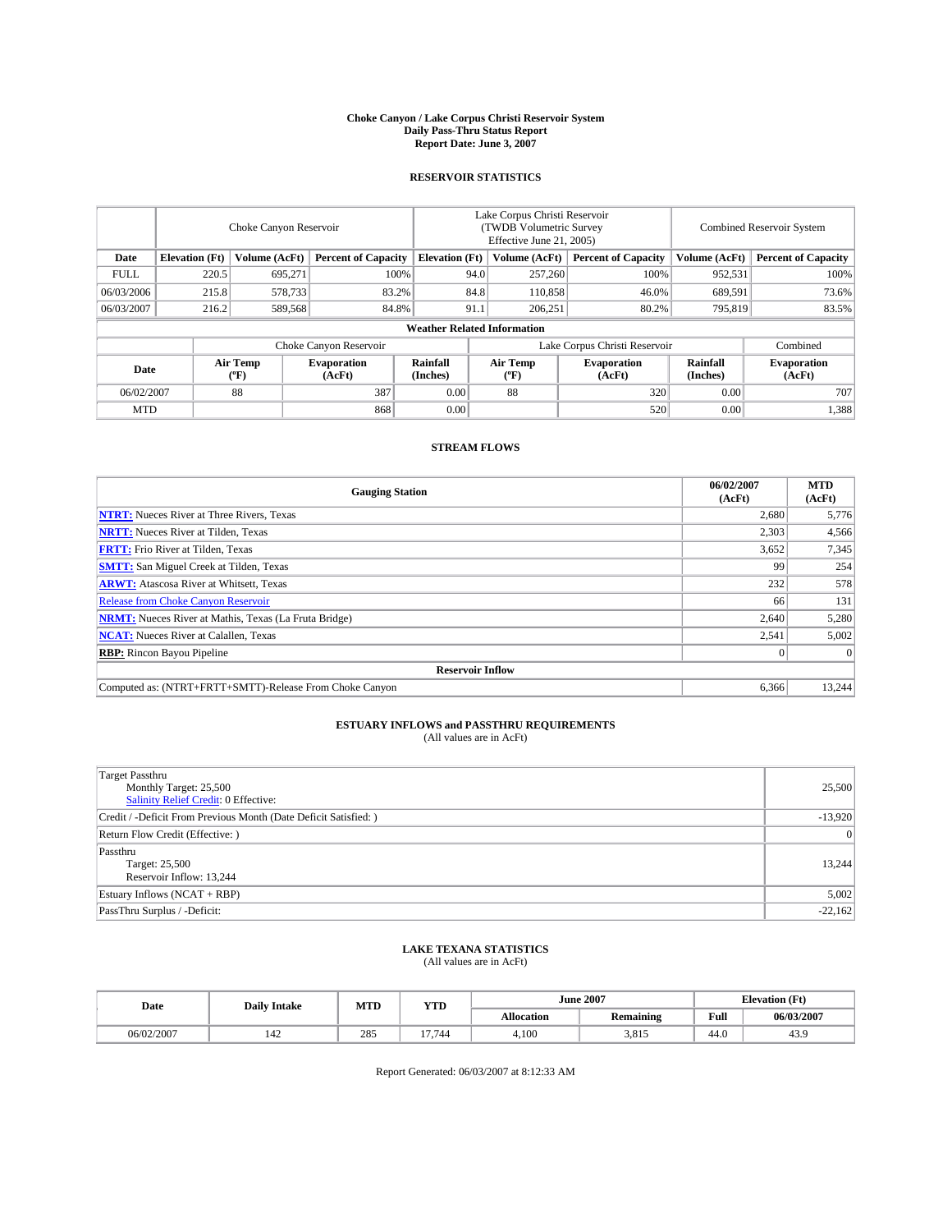# Choke Canyon / Lake Corpus Christi Reservoir System
## Daily Pass-Thru Status Report
### Report Date: June 3, 2007

## RESERVOIR STATISTICS

| | Choke Canyon Reservoir | | | Lake Corpus Christi Reservoir (TWDB Volumetric Survey Effective June 21, 2005) | | | Combined Reservoir System | |
|---|---|---|---|---|---|---|---|---|
| **Date** | **Elevation (Ft)** | **Volume (AcFt)** | **Percent of Capacity** | **Elevation (Ft)** | **Volume (AcFt)** | **Percent of Capacity** | **Volume (AcFt)** | **Percent of Capacity** |
| FULL | 220.5 | 695,271 | 100% | 94.0 | 257,260 | 100% | 952,531 | 100% |
| 06/03/2006 | 215.8 | 578,733 | 83.2% | 84.8 | 110,858 | 46.0% | 689,591 | 73.6% |
| 06/03/2007 | 216.2 | 589,568 | 84.8% | 91.1 | 206,251 | 80.2% | 795,819 | 83.5% |

**Weather Related Information**

| | Choke Canyon Reservoir | | | Lake Corpus Christi Reservoir | | | Combined |
|---|---|---|---|---|---|---|---|
| **Date** | **Air Temp (ºF)** | **Evaporation (AcFt)** | **Rainfall (Inches)** | **Air Temp (ºF)** | **Evaporation (AcFt)** | **Rainfall (Inches)** | **Evaporation (AcFt)** |
| 06/02/2007 | 88 | 387 | 0.00 | 88 | 320 | 0.00 | 707 |
| MTD | | 868 | 0.00 | | 520 | 0.00 | 1,388 |

## STREAM FLOWS

| Gauging Station | 06/02/2007 (AcFt) | MTD (AcFt) |
|---|---|---|
| **NTRT:** Nueces River at Three Rivers, Texas | 2,680 | 5,776 |
| **NRTT:** Nueces River at Tilden, Texas | 2,303 | 4,566 |
| **FRTT:** Frio River at Tilden, Texas | 3,652 | 7,345 |
| **SMTT:** San Miguel Creek at Tilden, Texas | 99 | 254 |
| **ARWT:** Atascosa River at Whitsett, Texas | 232 | 578 |
| Release from Choke Canyon Reservoir | 66 | 131 |
| **NRMT:** Nueces River at Mathis, Texas (La Fruta Bridge) | 2,640 | 5,280 |
| **NCAT:** Nueces River at Calallen, Texas | 2,541 | 5,002 |
| **RBP:** Rincon Bayou Pipeline | 0 | 0 |
| **Reservoir Inflow** | | |
| Computed as: (NTRT+FRTT+SMTT)-Release From Choke Canyon | 6,366 | 13,244 |

## ESTUARY INFLOWS and PASSTHRU REQUIREMENTS
(All values are in AcFt)

| | |
|---|---|
| Target Passthru<br>Monthly Target: 25,500<br>Salinity Relief Credit: 0 Effective: | 25,500 |
| Credit / -Deficit From Previous Month (Date Deficit Satisfied: ) | -13,920 |
| Return Flow Credit (Effective: ) | 0 |
| Passthru<br>Target: 25,500<br>Reservoir Inflow: 13,244 | 13,244 |
| Estuary Inflows (NCAT + RBP) | 5,002 |
| PassThru Surplus / -Deficit: | -22,162 |

## LAKE TEXANA STATISTICS
(All values are in AcFt)

| Date | Daily Intake | MTD | YTD | June 2007 | | Elevation (Ft) | |
|---|---|---|---|---|---|---|---|
| | | | | **Allocation** | **Remaining** | **Full** | **06/03/2007** |
| 06/02/2007 | 142 | 285 | 17,744 | 4,100 | 3,815 | 44.0 | 43.9 |

Report Generated: 06/03/2007 at 8:12:33 AM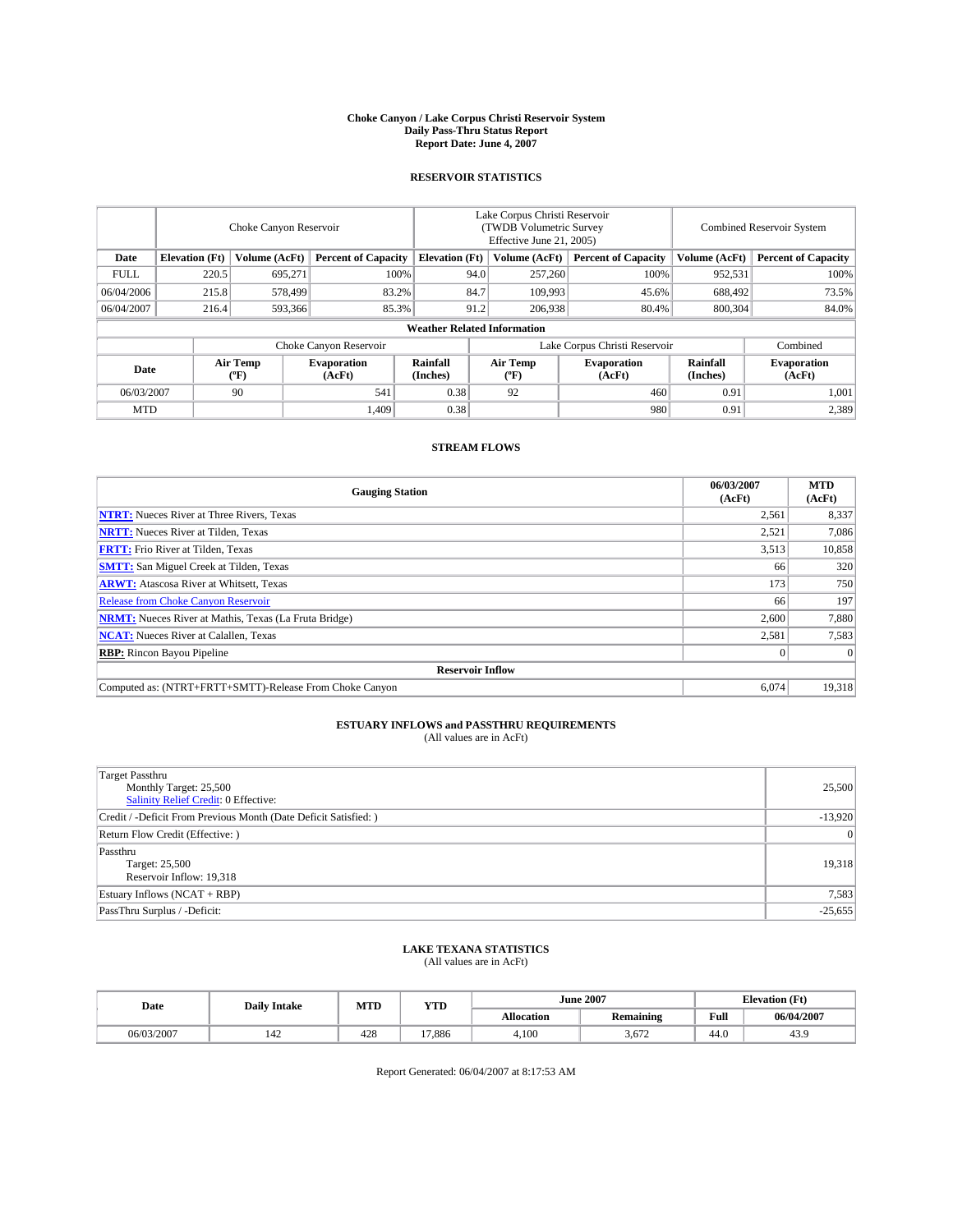# Choke Canyon / Lake Corpus Christi Reservoir System
## Daily Pass-Thru Status Report
## Report Date: June 4, 2007

### RESERVOIR STATISTICS

| | Choke Canyon Reservoir | | | Lake Corpus Christi Reservoir (TWDB Volumetric Survey Effective June 21, 2005) | | | Combined Reservoir System | |
|---|---|---|---|---|---|---|---|---|
| **Date** | **Elevation (Ft)** | **Volume (AcFt)** | **Percent of Capacity** | **Elevation (Ft)** | **Volume (AcFt)** | **Percent of Capacity** | **Volume (AcFt)** | **Percent of Capacity** |
| FULL | 220.5 | 695,271 | 100% | 94.0 | 257,260 | 100% | 952,531 | 100% |
| 06/04/2006 | 215.8 | 578,499 | 83.2% | 84.7 | 109,993 | 45.6% | 688,492 | 73.5% |
| 06/04/2007 | 216.4 | 593,366 | 85.3% | 91.2 | 206,938 | 80.4% | 800,304 | 84.0% |

**Weather Related Information**

| | Choke Canyon Reservoir | | | Lake Corpus Christi Reservoir | | | Combined |
|---|---|---|---|---|---|---|---|
| **Date** | **Air Temp (ºF)** | **Evaporation (AcFt)** | **Rainfall (Inches)** | **Air Temp (ºF)** | **Evaporation (AcFt)** | **Rainfall (Inches)** | **Evaporation (AcFt)** |
| 06/03/2007 | 90 | 541 | 0.38 | 92 | 460 | 0.91 | 1,001 |
| MTD | | 1,409 | 0.38 | | 980 | 0.91 | 2,389 |

### STREAM FLOWS

| Gauging Station | 06/03/2007 (AcFt) | MTD (AcFt) |
|---|---|---|
| **NTRT:** Nueces River at Three Rivers, Texas | 2,561 | 8,337 |
| **NRTT:** Nueces River at Tilden, Texas | 2,521 | 7,086 |
| **FRTT:** Frio River at Tilden, Texas | 3,513 | 10,858 |
| **SMTT:** San Miguel Creek at Tilden, Texas | 66 | 320 |
| **ARWT:** Atascosa River at Whitsett, Texas | 173 | 750 |
| Release from Choke Canyon Reservoir | 66 | 197 |
| **NRMT:** Nueces River at Mathis, Texas (La Fruta Bridge) | 2,600 | 7,880 |
| **NCAT:** Nueces River at Calallen, Texas | 2,581 | 7,583 |
| **RBP:** Rincon Bayou Pipeline | 0 | 0 |
| **Reservoir Inflow** | | |
| Computed as: (NTRT+FRTT+SMTT)-Release From Choke Canyon | 6,074 | 19,318 |

### ESTUARY INFLOWS and PASSTHRU REQUIREMENTS
(All values are in AcFt)

| | |
|---|---|
| Target Passthru<br>Monthly Target: 25,500<br>Salinity Relief Credit: 0 Effective: | 25,500 |
| Credit / -Deficit From Previous Month (Date Deficit Satisfied: ) | -13,920 |
| Return Flow Credit (Effective: ) | 0 |
| Passthru<br>Target: 25,500<br>Reservoir Inflow: 19,318 | 19,318 |
| Estuary Inflows (NCAT + RBP) | 7,583 |
| PassThru Surplus / -Deficit: | -25,655 |

### LAKE TEXANA STATISTICS
(All values are in AcFt)

| Date | Daily Intake | MTD | YTD | June 2007 | | Elevation (Ft) | |
|---|---|---|---|---|---|---|---|
| | | | | **Allocation** | **Remaining** | **Full** | **06/04/2007** |
| 06/03/2007 | 142 | 428 | 17,886 | 4,100 | 3,672 | 44.0 | 43.9 |

Report Generated: 06/04/2007 at 8:17:53 AM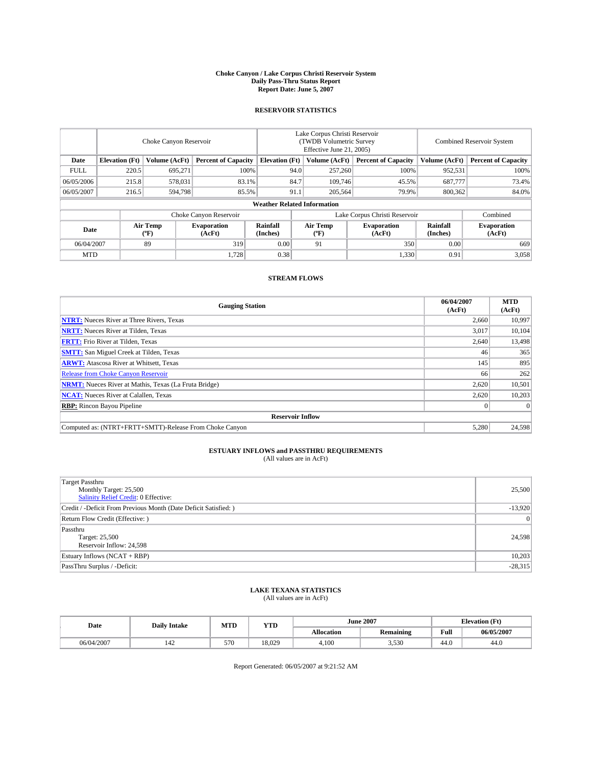# Choke Canyon / Lake Corpus Christi Reservoir System
## Daily Pass-Thru Status Report
## Report Date: June 5, 2007

### RESERVOIR STATISTICS

| | Choke Canyon Reservoir | | | Lake Corpus Christi Reservoir (TWDB Volumetric Survey Effective June 21, 2005) | | | Combined Reservoir System | |
|---|---|---|---|---|---|---|---|---|
| Date | Elevation (Ft) | Volume (AcFt) | Percent of Capacity | Elevation (Ft) | Volume (AcFt) | Percent of Capacity | Volume (AcFt) | Percent of Capacity |
| FULL | 220.5 | 695,271 | 100% | 94.0 | 257,260 | 100% | 952,531 | 100% |
| 06/05/2006 | 215.8 | 578,031 | 83.1% | 84.7 | 109,746 | 45.5% | 687,777 | 73.4% |
| 06/05/2007 | 216.5 | 594,798 | 85.5% | 91.1 | 205,564 | 79.9% | 800,362 | 84.0% |

**Weather Related Information**

| | Choke Canyon Reservoir | | | Lake Corpus Christi Reservoir | | | Combined |
|---|---|---|---|---|---|---|---|
| Date | Air Temp (ºF) | Evaporation (AcFt) | Rainfall (Inches) | Air Temp (ºF) | Evaporation (AcFt) | Rainfall (Inches) | Evaporation (AcFt) |
| 06/04/2007 | 89 | 319 | 0.00 | 91 | 350 | 0.00 | 669 |
| MTD | | 1,728 | 0.38 | | 1,330 | 0.91 | 3,058 |

### STREAM FLOWS

| Gauging Station | 06/04/2007 (AcFt) | MTD (AcFt) |
|---|---|---|
| **NTRT:** Nueces River at Three Rivers, Texas | 2,660 | 10,997 |
| **NRTT:** Nueces River at Tilden, Texas | 3,017 | 10,104 |
| **FRTT:** Frio River at Tilden, Texas | 2,640 | 13,498 |
| **SMTT:** San Miguel Creek at Tilden, Texas | 46 | 365 |
| **ARWT:** Atascosa River at Whitsett, Texas | 145 | 895 |
| Release from Choke Canyon Reservoir | 66 | 262 |
| **NRMT:** Nueces River at Mathis, Texas (La Fruta Bridge) | 2,620 | 10,501 |
| **NCAT:** Nueces River at Calallen, Texas | 2,620 | 10,203 |
| **RBP:** Rincon Bayou Pipeline | 0 | 0 |
| **Reservoir Inflow** | | |
| Computed as: (NTRT+FRTT+SMTT)-Release From Choke Canyon | 5,280 | 24,598 |

### ESTUARY INFLOWS and PASSTHRU REQUIREMENTS
(All values are in AcFt)

| | |
|---|---|
| Target Passthru<br>Monthly Target: 25,500<br>Salinity Relief Credit: 0 Effective: | 25,500 |
| Credit / -Deficit From Previous Month (Date Deficit Satisfied: ) | -13,920 |
| Return Flow Credit (Effective: ) | 0 |
| Passthru<br>Target: 25,500<br>Reservoir Inflow: 24,598 | 24,598 |
| Estuary Inflows (NCAT + RBP) | 10,203 |
| PassThru Surplus / -Deficit: | -28,315 |

### LAKE TEXANA STATISTICS
(All values are in AcFt)

| Date | Daily Intake | MTD | YTD | June 2007 | | Elevation (Ft) | |
|---|---|---|---|---|---|---|---|
| | | | | Allocation | Remaining | Full | 06/05/2007 |
| 06/04/2007 | 142 | 570 | 18,029 | 4,100 | 3,530 | 44.0 | 44.0 |

Report Generated: 06/05/2007 at 9:21:52 AM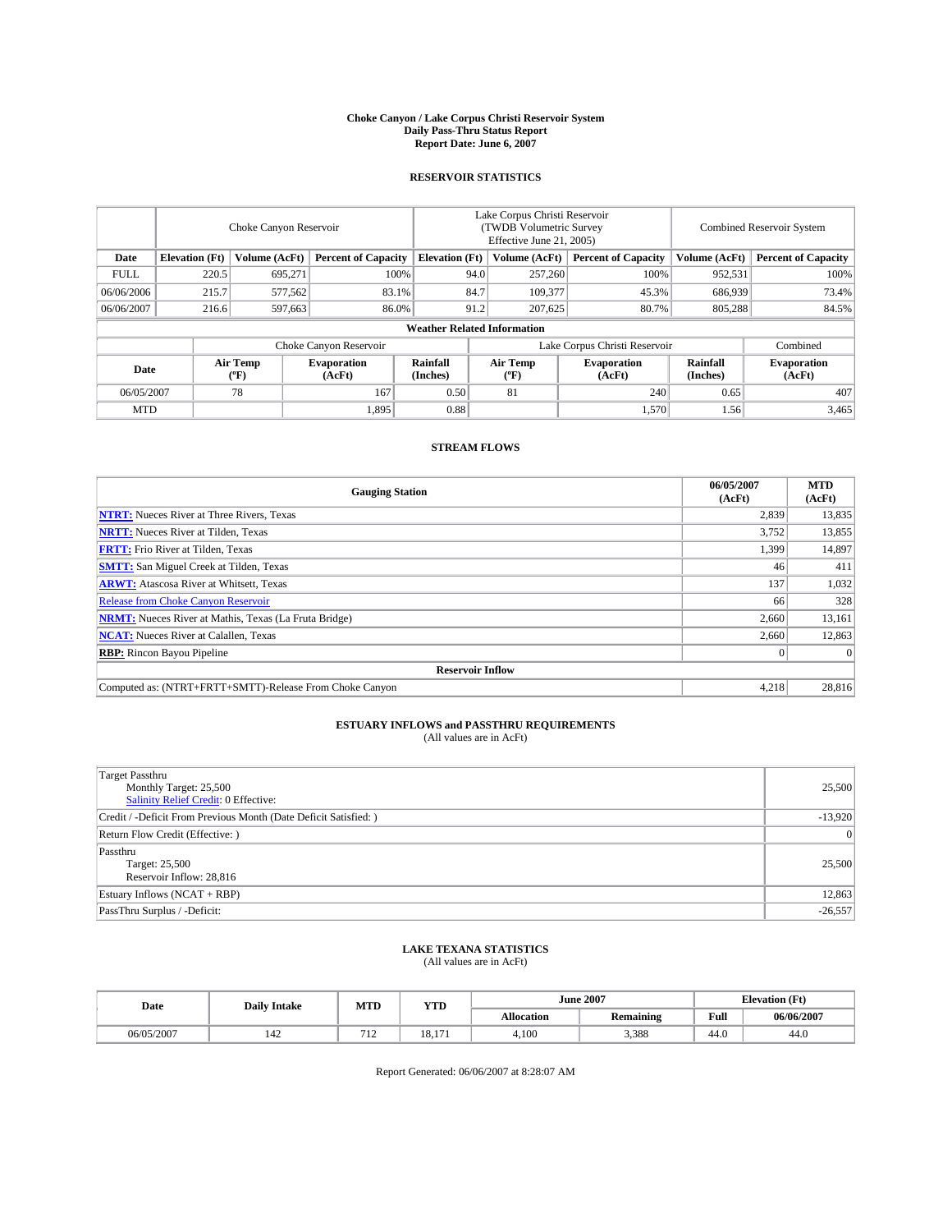# Choke Canyon / Lake Corpus Christi Reservoir System
## Daily Pass-Thru Status Report
### Report Date: June 6, 2007

## RESERVOIR STATISTICS

| | Choke Canyon Reservoir | | | Lake Corpus Christi Reservoir (TWDB Volumetric Survey Effective June 21, 2005) | | | Combined Reservoir System | |
|---|---|---|---|---|---|---|---|---|
| **Date** | **Elevation (Ft)** | **Volume (AcFt)** | **Percent of Capacity** | **Elevation (Ft)** | **Volume (AcFt)** | **Percent of Capacity** | **Volume (AcFt)** | **Percent of Capacity** |
| FULL | 220.5 | 695,271 | 100% | 94.0 | 257,260 | 100% | 952,531 | 100% |
| 06/06/2006 | 215.7 | 577,562 | 83.1% | 84.7 | 109,377 | 45.3% | 686,939 | 73.4% |
| 06/06/2007 | 216.6 | 597,663 | 86.0% | 91.2 | 207,625 | 80.7% | 805,288 | 84.5% |

**Weather Related Information**

| | Choke Canyon Reservoir | | | Lake Corpus Christi Reservoir | | | Combined |
|---|---|---|---|---|---|---|---|
| **Date** | **Air Temp (°F)** | **Evaporation (AcFt)** | **Rainfall (Inches)** | **Air Temp (°F)** | **Evaporation (AcFt)** | **Rainfall (Inches)** | **Evaporation (AcFt)** |
| 06/05/2007 | 78 | 167 | 0.50 | 81 | 240 | 0.65 | 407 |
| MTD | | 1,895 | 0.88 | | 1,570 | 1.56 | 3,465 |

## STREAM FLOWS

| Gauging Station | 06/05/2007 (AcFt) | MTD (AcFt) |
|---|---|---|
| **NTRT:** Nueces River at Three Rivers, Texas | 2,839 | 13,835 |
| **NRTT:** Nueces River at Tilden, Texas | 3,752 | 13,855 |
| **FRTT:** Frio River at Tilden, Texas | 1,399 | 14,897 |
| **SMTT:** San Miguel Creek at Tilden, Texas | 46 | 411 |
| **ARWT:** Atascosa River at Whitsett, Texas | 137 | 1,032 |
| Release from Choke Canyon Reservoir | 66 | 328 |
| **NRMT:** Nueces River at Mathis, Texas (La Fruta Bridge) | 2,660 | 13,161 |
| **NCAT:** Nueces River at Calallen, Texas | 2,660 | 12,863 |
| **RBP:** Rincon Bayou Pipeline | 0 | 0 |
| **Reservoir Inflow** | | |
| Computed as: (NTRT+FRTT+SMTT)-Release From Choke Canyon | 4,218 | 28,816 |

## ESTUARY INFLOWS and PASSTHRU REQUIREMENTS
(All values are in AcFt)

| | |
|---|---|
| Target Passthru<br>Monthly Target: 25,500<br>Salinity Relief Credit: 0 Effective: | 25,500 |
| Credit / -Deficit From Previous Month (Date Deficit Satisfied: ) | -13,920 |
| Return Flow Credit (Effective: ) | 0 |
| Passthru<br>Target: 25,500<br>Reservoir Inflow: 28,816 | 25,500 |
| Estuary Inflows (NCAT + RBP) | 12,863 |
| PassThru Surplus / -Deficit: | -26,557 |

## LAKE TEXANA STATISTICS
(All values are in AcFt)

| Date | Daily Intake | MTD | YTD | June 2007 | | Elevation (Ft) | |
|---|---|---|---|---|---|---|---|
| | | | | **Allocation** | **Remaining** | **Full** | **06/06/2007** |
| 06/05/2007 | 142 | 712 | 18,171 | 4,100 | 3,388 | 44.0 | 44.0 |

Report Generated: 06/06/2007 at 8:28:07 AM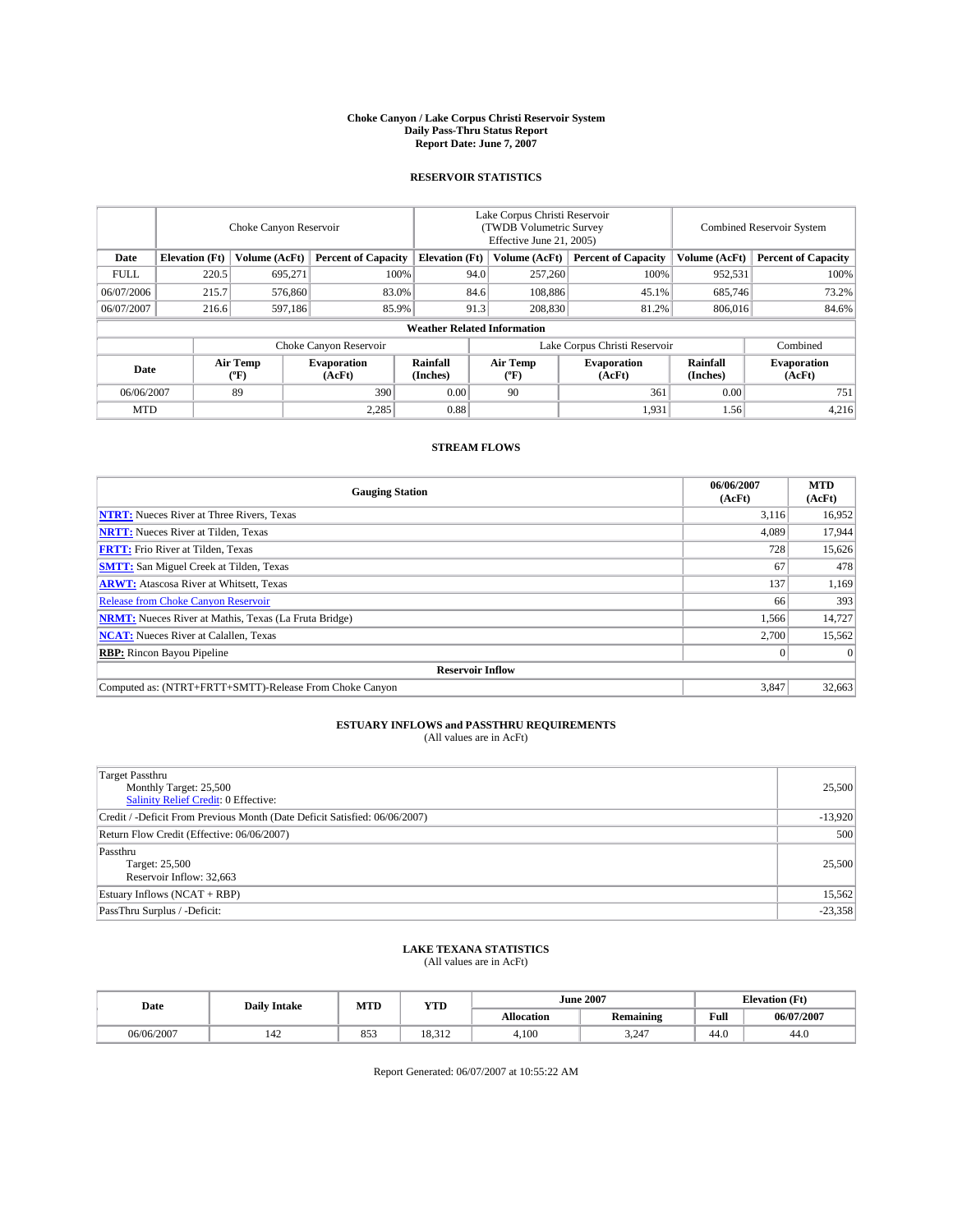# Choke Canyon / Lake Corpus Christi Reservoir System
## Daily Pass-Thru Status Report
### Report Date: June 7, 2007

## RESERVOIR STATISTICS

| | Choke Canyon Reservoir | | | Lake Corpus Christi Reservoir (TWDB Volumetric Survey Effective June 21, 2005) | | | Combined Reservoir System | |
|---|---|---|---|---|---|---|---|---|
| **Date** | **Elevation (Ft)** | **Volume (AcFt)** | **Percent of Capacity** | **Elevation (Ft)** | **Volume (AcFt)** | **Percent of Capacity** | **Volume (AcFt)** | **Percent of Capacity** |
| FULL | 220.5 | 695,271 | 100% | 94.0 | 257,260 | 100% | 952,531 | 100% |
| 06/07/2006 | 215.7 | 576,860 | 83.0% | 84.6 | 108,886 | 45.1% | 685,746 | 73.2% |
| 06/07/2007 | 216.6 | 597,186 | 85.9% | 91.3 | 208,830 | 81.2% | 806,016 | 84.6% |

**Weather Related Information**

| | Choke Canyon Reservoir | | | Lake Corpus Christi Reservoir | | | Combined |
|---|---|---|---|---|---|---|---|
| **Date** | **Air Temp (°F)** | **Evaporation (AcFt)** | **Rainfall (Inches)** | **Air Temp (°F)** | **Evaporation (AcFt)** | **Rainfall (Inches)** | **Evaporation (AcFt)** |
| 06/06/2007 | 89 | 390 | 0.00 | 90 | 361 | 0.00 | 751 |
| MTD | | 2,285 | 0.88 | | 1,931 | 1.56 | 4,216 |

## STREAM FLOWS

| Gauging Station | 06/06/2007 (AcFt) | MTD (AcFt) |
|---|---|---|
| **NTRT:** Nueces River at Three Rivers, Texas | 3,116 | 16,952 |
| **NRTT:** Nueces River at Tilden, Texas | 4,089 | 17,944 |
| **FRTT:** Frio River at Tilden, Texas | 728 | 15,626 |
| **SMTT:** San Miguel Creek at Tilden, Texas | 67 | 478 |
| **ARWT:** Atascosa River at Whitsett, Texas | 137 | 1,169 |
| Release from Choke Canyon Reservoir | 66 | 393 |
| **NRMT:** Nueces River at Mathis, Texas (La Fruta Bridge) | 1,566 | 14,727 |
| **NCAT:** Nueces River at Calallen, Texas | 2,700 | 15,562 |
| **RBP:** Rincon Bayou Pipeline | 0 | 0 |
| **Reservoir Inflow** | | |
| Computed as: (NTRT+FRTT+SMTT)-Release From Choke Canyon | 3,847 | 32,663 |

## ESTUARY INFLOWS and PASSTHRU REQUIREMENTS
(All values are in AcFt)

| | |
|---|---|
| Target Passthru<br>Monthly Target: 25,500<br>Salinity Relief Credit: 0 Effective: | 25,500 |
| Credit / -Deficit From Previous Month (Date Deficit Satisfied: 06/06/2007) | -13,920 |
| Return Flow Credit (Effective: 06/06/2007) | 500 |
| Passthru<br>Target: 25,500<br>Reservoir Inflow: 32,663 | 25,500 |
| Estuary Inflows (NCAT + RBP) | 15,562 |
| PassThru Surplus / -Deficit: | -23,358 |

## LAKE TEXANA STATISTICS
(All values are in AcFt)

| Date | Daily Intake | MTD | YTD | June 2007 | | Elevation (Ft) | |
|---|---|---|---|---|---|---|---|
| | | | | **Allocation** | **Remaining** | **Full** | **06/07/2007** |
| 06/06/2007 | 142 | 853 | 18,312 | 4,100 | 3,247 | 44.0 | 44.0 |

Report Generated: 06/07/2007 at 10:55:22 AM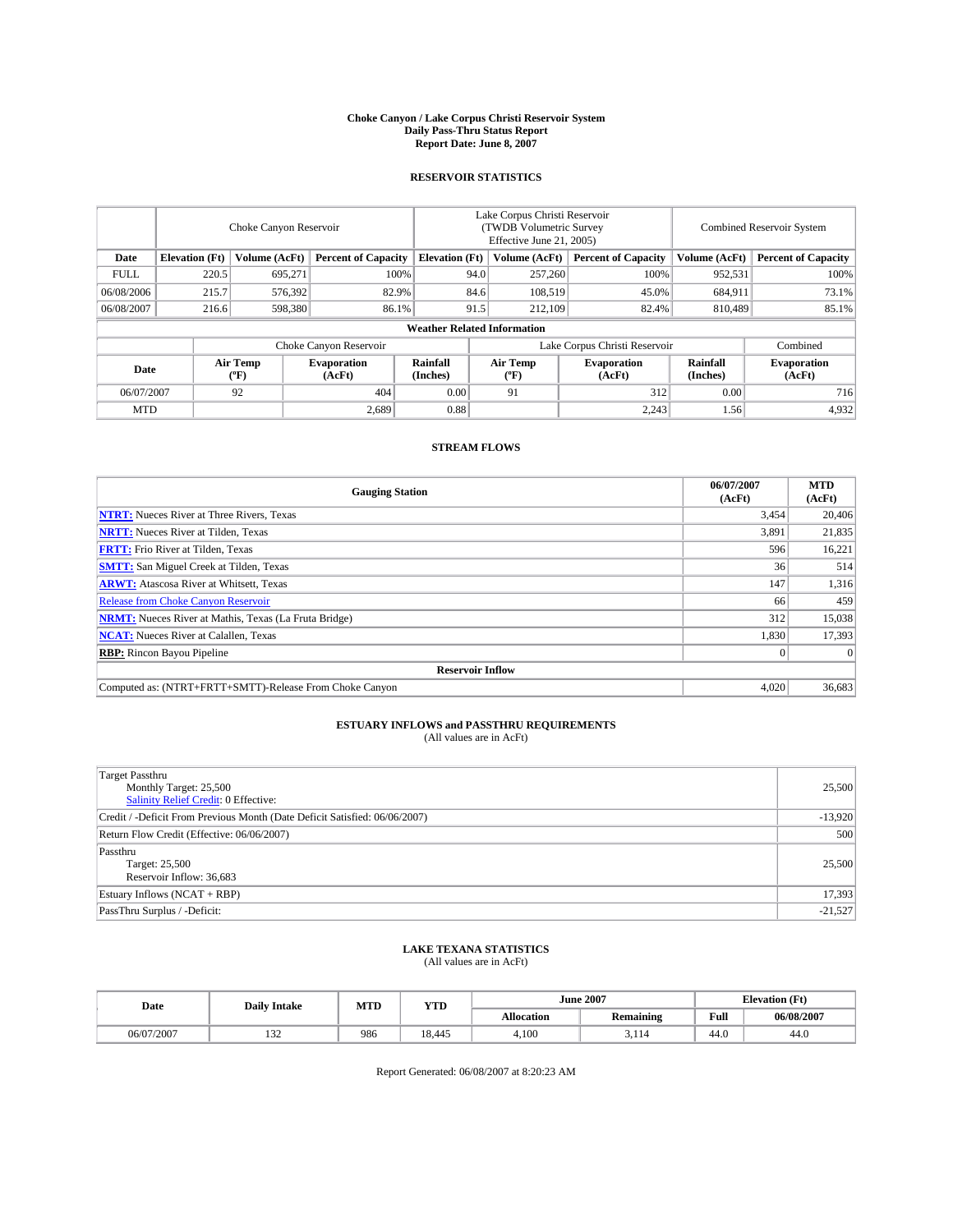# Choke Canyon / Lake Corpus Christi Reservoir System
## Daily Pass-Thru Status Report
### Report Date: June 8, 2007

## RESERVOIR STATISTICS

| | Choke Canyon Reservoir | | | Lake Corpus Christi Reservoir (TWDB Volumetric Survey Effective June 21, 2005) | | | Combined Reservoir System | |
|---|---|---|---|---|---|---|---|---|
| **Date** | **Elevation (Ft)** | **Volume (AcFt)** | **Percent of Capacity** | **Elevation (Ft)** | **Volume (AcFt)** | **Percent of Capacity** | **Volume (AcFt)** | **Percent of Capacity** |
| FULL | 220.5 | 695,271 | 100% | 94.0 | 257,260 | 100% | 952,531 | 100% |
| 06/08/2006 | 215.7 | 576,392 | 82.9% | 84.6 | 108,519 | 45.0% | 684,911 | 73.1% |
| 06/08/2007 | 216.6 | 598,380 | 86.1% | 91.5 | 212,109 | 82.4% | 810,489 | 85.1% |

**Weather Related Information**

| | Choke Canyon Reservoir | | | Lake Corpus Christi Reservoir | | | Combined |
|---|---|---|---|---|---|---|---|
| **Date** | **Air Temp (°F)** | **Evaporation (AcFt)** | **Rainfall (Inches)** | **Air Temp (°F)** | **Evaporation (AcFt)** | **Rainfall (Inches)** | **Evaporation (AcFt)** |
| 06/07/2007 | 92 | 404 | 0.00 | 91 | 312 | 0.00 | 716 |
| MTD | | 2,689 | 0.88 | | 2,243 | 1.56 | 4,932 |

## STREAM FLOWS

| Gauging Station | 06/07/2007 (AcFt) | MTD (AcFt) |
|---|---|---|
| **NTRT:** Nueces River at Three Rivers, Texas | 3,454 | 20,406 |
| **NRTT:** Nueces River at Tilden, Texas | 3,891 | 21,835 |
| **FRTT:** Frio River at Tilden, Texas | 596 | 16,221 |
| **SMTT:** San Miguel Creek at Tilden, Texas | 36 | 514 |
| **ARWT:** Atascosa River at Whitsett, Texas | 147 | 1,316 |
| Release from Choke Canyon Reservoir | 66 | 459 |
| **NRMT:** Nueces River at Mathis, Texas (La Fruta Bridge) | 312 | 15,038 |
| **NCAT:** Nueces River at Calallen, Texas | 1,830 | 17,393 |
| **RBP:** Rincon Bayou Pipeline | 0 | 0 |
| **Reservoir Inflow** | | |
| Computed as: (NTRT+FRTT+SMTT)-Release From Choke Canyon | 4,020 | 36,683 |

## ESTUARY INFLOWS and PASSTHRU REQUIREMENTS
(All values are in AcFt)

| | |
|---|---|
| Target Passthru<br>Monthly Target: 25,500<br>Salinity Relief Credit: 0 Effective: | 25,500 |
| Credit / -Deficit From Previous Month (Date Deficit Satisfied: 06/06/2007) | -13,920 |
| Return Flow Credit (Effective: 06/06/2007) | 500 |
| Passthru<br>Target: 25,500<br>Reservoir Inflow: 36,683 | 25,500 |
| Estuary Inflows (NCAT + RBP) | 17,393 |
| PassThru Surplus / -Deficit: | -21,527 |

## LAKE TEXANA STATISTICS
(All values are in AcFt)

| Date | Daily Intake | MTD | YTD | June 2007 | | Elevation (Ft) | |
|---|---|---|---|---|---|---|---|
| | | | | **Allocation** | **Remaining** | **Full** | **06/08/2007** |
| 06/07/2007 | 132 | 986 | 18,445 | 4,100 | 3,114 | 44.0 | 44.0 |

Report Generated: 06/08/2007 at 8:20:23 AM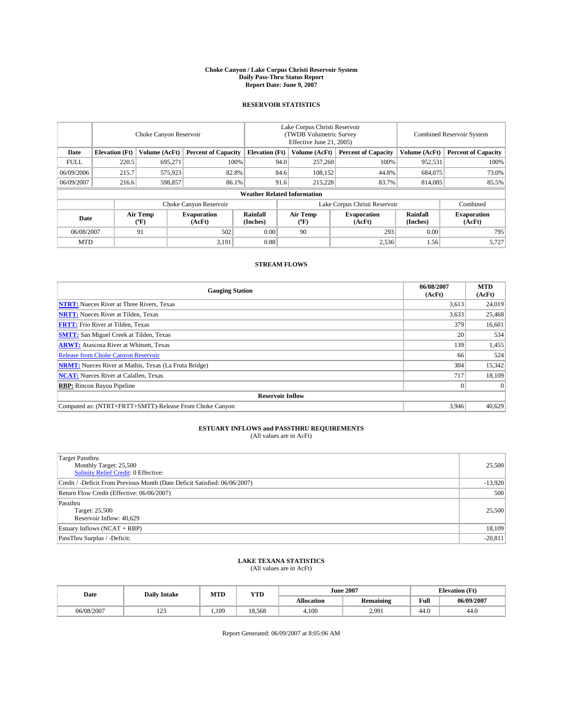# Choke Canyon / Lake Corpus Christi Reservoir System
## Daily Pass-Thru Status Report
## Report Date: June 9, 2007

### RESERVOIR STATISTICS

| | Choke Canyon Reservoir | | | Lake Corpus Christi Reservoir (TWDB Volumetric Survey Effective June 21, 2005) | | | Combined Reservoir System | |
|---|---|---|---|---|---|---|---|---|
| **Date** | **Elevation (Ft)** | **Volume (AcFt)** | **Percent of Capacity** | **Elevation (Ft)** | **Volume (AcFt)** | **Percent of Capacity** | **Volume (AcFt)** | **Percent of Capacity** |
| FULL | 220.5 | 695,271 | 100% | 94.0 | 257,260 | 100% | 952,531 | 100% |
| 06/09/2006 | 215.7 | 575,923 | 82.8% | 84.6 | 108,152 | 44.8% | 684,075 | 73.0% |
| 06/09/2007 | 216.6 | 598,857 | 86.1% | 91.6 | 215,228 | 83.7% | 814,085 | 85.5% |

**Weather Related Information**

| | Choke Canyon Reservoir | | | Lake Corpus Christi Reservoir | | | Combined |
|---|---|---|---|---|---|---|---|
| **Date** | **Air Temp (ºF)** | **Evaporation (AcFt)** | **Rainfall (Inches)** | **Air Temp (ºF)** | **Evaporation (AcFt)** | **Rainfall (Inches)** | **Evaporation (AcFt)** |
| 06/08/2007 | 91 | 502 | 0.00 | 90 | 293 | 0.00 | 795 |
| MTD | | 3,191 | 0.88 | | 2,536 | 1.56 | 5,727 |

### STREAM FLOWS

| Gauging Station | 06/08/2007 (AcFt) | MTD (AcFt) |
|---|---|---|
| **NTRT:** Nueces River at Three Rivers, Texas | 3,613 | 24,019 |
| **NRTT:** Nueces River at Tilden, Texas | 3,633 | 25,468 |
| **FRTT:** Frio River at Tilden, Texas | 379 | 16,601 |
| **SMTT:** San Miguel Creek at Tilden, Texas | 20 | 534 |
| **ARWT:** Atascosa River at Whitsett, Texas | 139 | 1,455 |
| Release from Choke Canyon Reservoir | 66 | 524 |
| **NRMT:** Nueces River at Mathis, Texas (La Fruta Bridge) | 304 | 15,342 |
| **NCAT:** Nueces River at Calallen, Texas | 717 | 18,109 |
| **RBP:** Rincon Bayou Pipeline | 0 | 0 |
| **Reservoir Inflow** | | |
| Computed as: (NTRT+FRTT+SMTT)-Release From Choke Canyon | 3,946 | 40,629 |

### ESTUARY INFLOWS and PASSTHRU REQUIREMENTS
(All values are in AcFt)

| | |
|---|---|
| Target Passthru<br>Monthly Target: 25,500<br>Salinity Relief Credit: 0 Effective: | 25,500 |
| Credit / -Deficit From Previous Month (Date Deficit Satisfied: 06/06/2007) | -13,920 |
| Return Flow Credit (Effective: 06/06/2007) | 500 |
| Passthru<br>Target: 25,500<br>Reservoir Inflow: 40,629 | 25,500 |
| Estuary Inflows (NCAT + RBP) | 18,109 |
| PassThru Surplus / -Deficit: | -20,811 |

### LAKE TEXANA STATISTICS
(All values are in AcFt)

| Date | Daily Intake | MTD | YTD | June 2007 | | Elevation (Ft) | |
|---|---|---|---|---|---|---|---|
| | | | | **Allocation** | **Remaining** | **Full** | **06/09/2007** |
| 06/08/2007 | 123 | 1,109 | 18,568 | 4,100 | 2,991 | 44.0 | 44.0 |

Report Generated: 06/09/2007 at 8:05:06 AM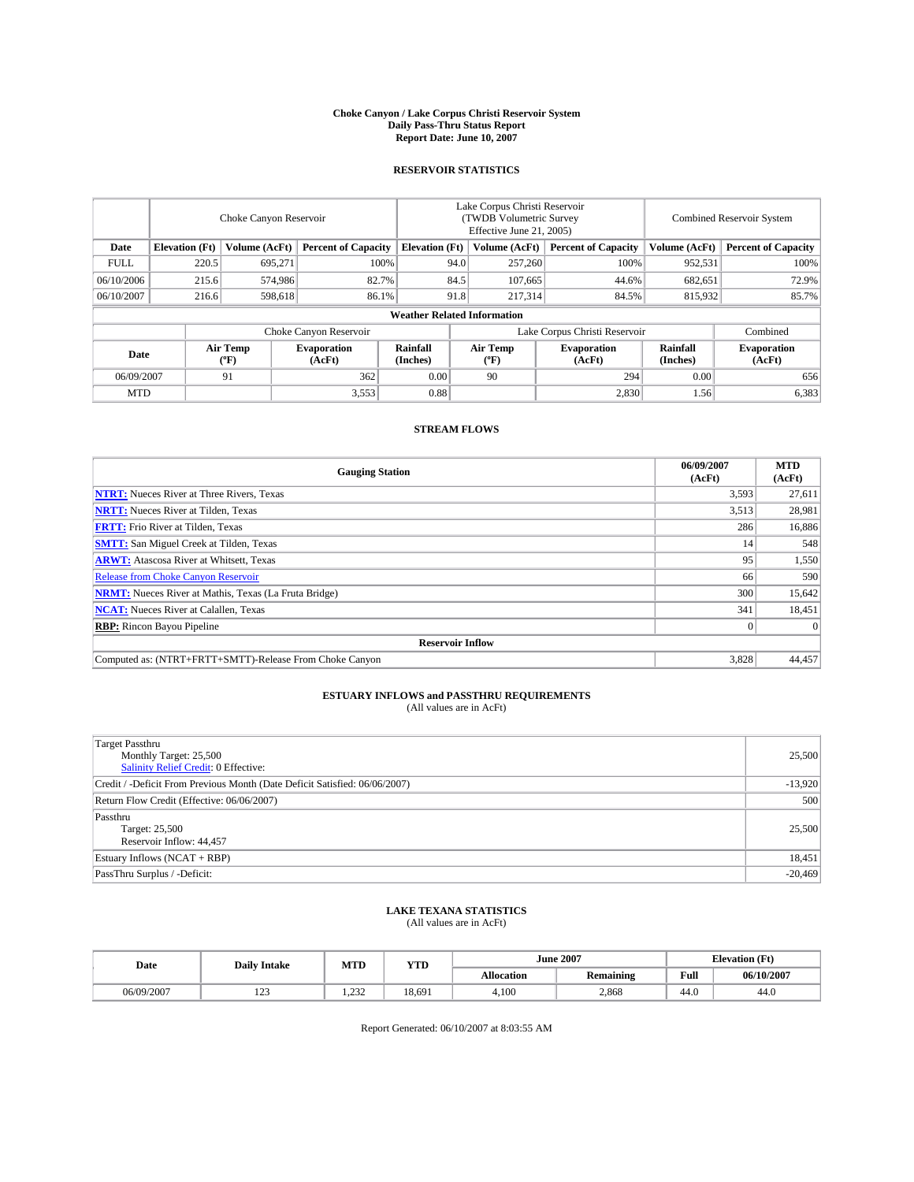# Choke Canyon / Lake Corpus Christi Reservoir System
## Daily Pass-Thru Status Report
### Report Date: June 10, 2007

## RESERVOIR STATISTICS

| | Choke Canyon Reservoir | | | Lake Corpus Christi Reservoir (TWDB Volumetric Survey Effective June 21, 2005) | | | Combined Reservoir System | |
|---|---|---|---|---|---|---|---|---|
| Date | Elevation (Ft) | Volume (AcFt) | Percent of Capacity | Elevation (Ft) | Volume (AcFt) | Percent of Capacity | Volume (AcFt) | Percent of Capacity |
| FULL | 220.5 | 695,271 | 100% | 94.0 | 257,260 | 100% | 952,531 | 100% |
| 06/10/2006 | 215.6 | 574,986 | 82.7% | 84.5 | 107,665 | 44.6% | 682,651 | 72.9% |
| 06/10/2007 | 216.6 | 598,618 | 86.1% | 91.8 | 217,314 | 84.5% | 815,932 | 85.7% |

**Weather Related Information**

| | Choke Canyon Reservoir | | | Lake Corpus Christi Reservoir | | | Combined |
|---|---|---|---|---|---|---|---|
| Date | Air Temp (ºF) | Evaporation (AcFt) | Rainfall (Inches) | Air Temp (ºF) | Evaporation (AcFt) | Rainfall (Inches) | Evaporation (AcFt) |
| 06/09/2007 | 91 | 362 | 0.00 | 90 | 294 | 0.00 | 656 |
| MTD | | 3,553 | 0.88 | | 2,830 | 1.56 | 6,383 |

## STREAM FLOWS

| Gauging Station | 06/09/2007 (AcFt) | MTD (AcFt) |
|---|---|---|
| **NTRT:** Nueces River at Three Rivers, Texas | 3,593 | 27,611 |
| **NRTT:** Nueces River at Tilden, Texas | 3,513 | 28,981 |
| **FRTT:** Frio River at Tilden, Texas | 286 | 16,886 |
| **SMTT:** San Miguel Creek at Tilden, Texas | 14 | 548 |
| **ARWT:** Atascosa River at Whitsett, Texas | 95 | 1,550 |
| Release from Choke Canyon Reservoir | 66 | 590 |
| **NRMT:** Nueces River at Mathis, Texas (La Fruta Bridge) | 300 | 15,642 |
| **NCAT:** Nueces River at Calallen, Texas | 341 | 18,451 |
| **RBP:** Rincon Bayou Pipeline | 0 | 0 |
| **Reservoir Inflow** | | |
| Computed as: (NTRT+FRTT+SMTT)-Release From Choke Canyon | 3,828 | 44,457 |

## ESTUARY INFLOWS and PASSTHRU REQUIREMENTS
(All values are in AcFt)

| | |
|---|---|
| Target Passthru<br>Monthly Target: 25,500<br>Salinity Relief Credit: 0 Effective: | 25,500 |
| Credit / -Deficit From Previous Month (Date Deficit Satisfied: 06/06/2007) | -13,920 |
| Return Flow Credit (Effective: 06/06/2007) | 500 |
| Passthru<br>Target: 25,500<br>Reservoir Inflow: 44,457 | 25,500 |
| Estuary Inflows (NCAT + RBP) | 18,451 |
| PassThru Surplus / -Deficit: | -20,469 |

## LAKE TEXANA STATISTICS
(All values are in AcFt)

| Date | Daily Intake | MTD | YTD | June 2007 | | Elevation (Ft) | |
|---|---|---|---|---|---|---|---|
| | | | | Allocation | Remaining | Full | 06/10/2007 |
| 06/09/2007 | 123 | 1,232 | 18,691 | 4,100 | 2,868 | 44.0 | 44.0 |

Report Generated: 06/10/2007 at 8:03:55 AM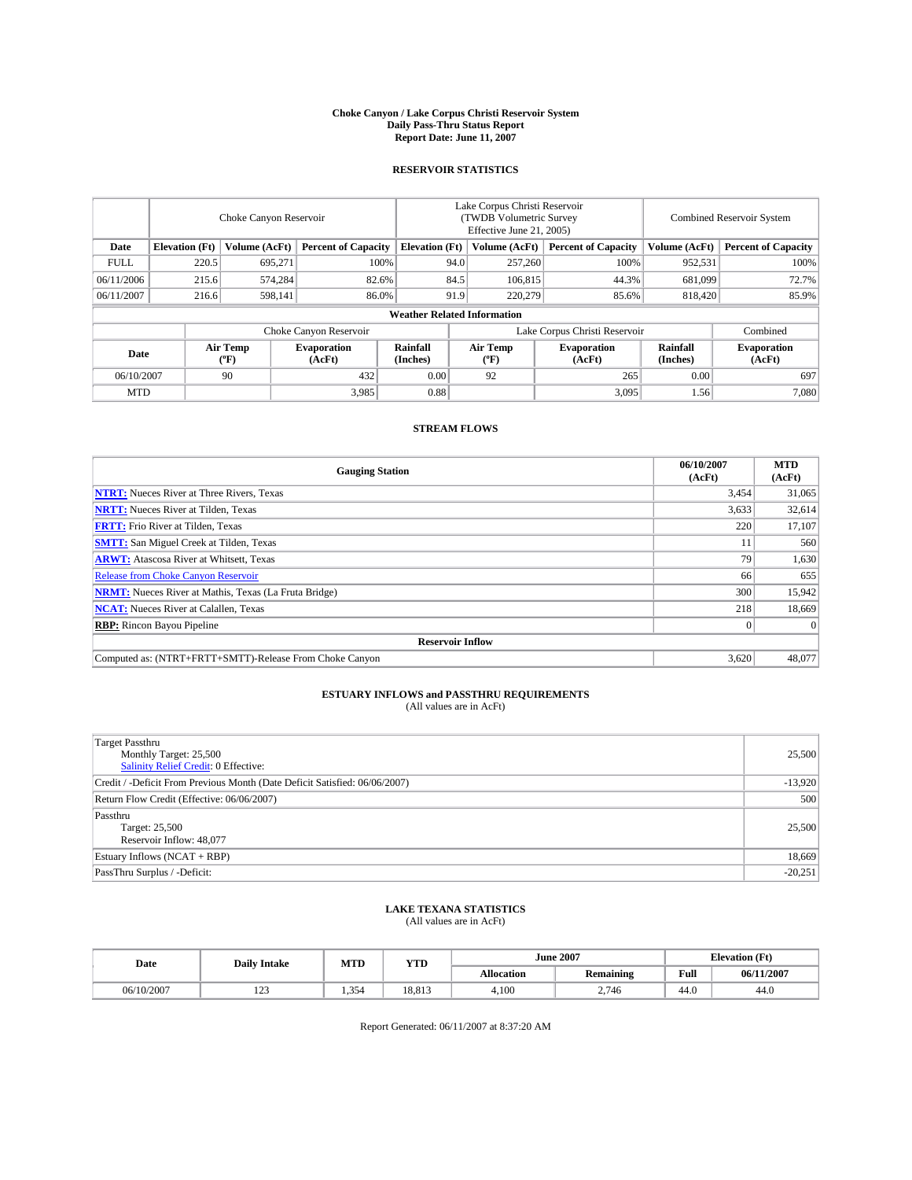# Choke Canyon / Lake Corpus Christi Reservoir System
## Daily Pass-Thru Status Report
### Report Date: June 11, 2007

## RESERVOIR STATISTICS

| | Choke Canyon Reservoir | | | Lake Corpus Christi Reservoir (TWDB Volumetric Survey Effective June 21, 2005) | | | Combined Reservoir System | |
|---|---|---|---|---|---|---|---|---|
| Date | Elevation (Ft) | Volume (AcFt) | Percent of Capacity | Elevation (Ft) | Volume (AcFt) | Percent of Capacity | Volume (AcFt) | Percent of Capacity |
| FULL | 220.5 | 695,271 | 100% | 94.0 | 257,260 | 100% | 952,531 | 100% |
| 06/11/2006 | 215.6 | 574,284 | 82.6% | 84.5 | 106,815 | 44.3% | 681,099 | 72.7% |
| 06/11/2007 | 216.6 | 598,141 | 86.0% | 91.9 | 220,279 | 85.6% | 818,420 | 85.9% |

### Weather Related Information

| | Choke Canyon Reservoir | | | Lake Corpus Christi Reservoir | | | Combined |
|---|---|---|---|---|---|---|---|
| Date | Air Temp (°F) | Evaporation (AcFt) | Rainfall (Inches) | Air Temp (°F) | Evaporation (AcFt) | Rainfall (Inches) | Evaporation (AcFt) |
| 06/10/2007 | 90 | 432 | 0.00 | 92 | 265 | 0.00 | 697 |
| MTD | | 3,985 | 0.88 | | 3,095 | 1.56 | 7,080 |

## STREAM FLOWS

| Gauging Station | 06/10/2007 (AcFt) | MTD (AcFt) |
|---|---|---|
| **NTRT:** Nueces River at Three Rivers, Texas | 3,454 | 31,065 |
| **NRTT:** Nueces River at Tilden, Texas | 3,633 | 32,614 |
| **FRTT:** Frio River at Tilden, Texas | 220 | 17,107 |
| **SMTT:** San Miguel Creek at Tilden, Texas | 11 | 560 |
| **ARWT:** Atascosa River at Whitsett, Texas | 79 | 1,630 |
| Release from Choke Canyon Reservoir | 66 | 655 |
| **NRMT:** Nueces River at Mathis, Texas (La Fruta Bridge) | 300 | 15,942 |
| **NCAT:** Nueces River at Calallen, Texas | 218 | 18,669 |
| **RBP:** Rincon Bayou Pipeline | 0 | 0 |
| **Reservoir Inflow** | | |
| Computed as: (NTRT+FRTT+SMTT)-Release From Choke Canyon | 3,620 | 48,077 |

## ESTUARY INFLOWS and PASSTHRU REQUIREMENTS
(All values are in AcFt)

| | |
|---|---|
| Target Passthru<br>Monthly Target: 25,500<br>Salinity Relief Credit: 0 Effective: | 25,500 |
| Credit / -Deficit From Previous Month (Date Deficit Satisfied: 06/06/2007) | -13,920 |
| Return Flow Credit (Effective: 06/06/2007) | 500 |
| Passthru<br>Target: 25,500<br>Reservoir Inflow: 48,077 | 25,500 |
| Estuary Inflows (NCAT + RBP) | 18,669 |
| PassThru Surplus / -Deficit: | -20,251 |

## LAKE TEXANA STATISTICS
(All values are in AcFt)

| Date | Daily Intake | MTD | YTD | June 2007 | | Elevation (Ft) | |
|---|---|---|---|---|---|---|---|
| | | | | Allocation | Remaining | Full | 06/11/2007 |
| 06/10/2007 | 123 | 1,354 | 18,813 | 4,100 | 2,746 | 44.0 | 44.0 |

Report Generated: 06/11/2007 at 8:37:20 AM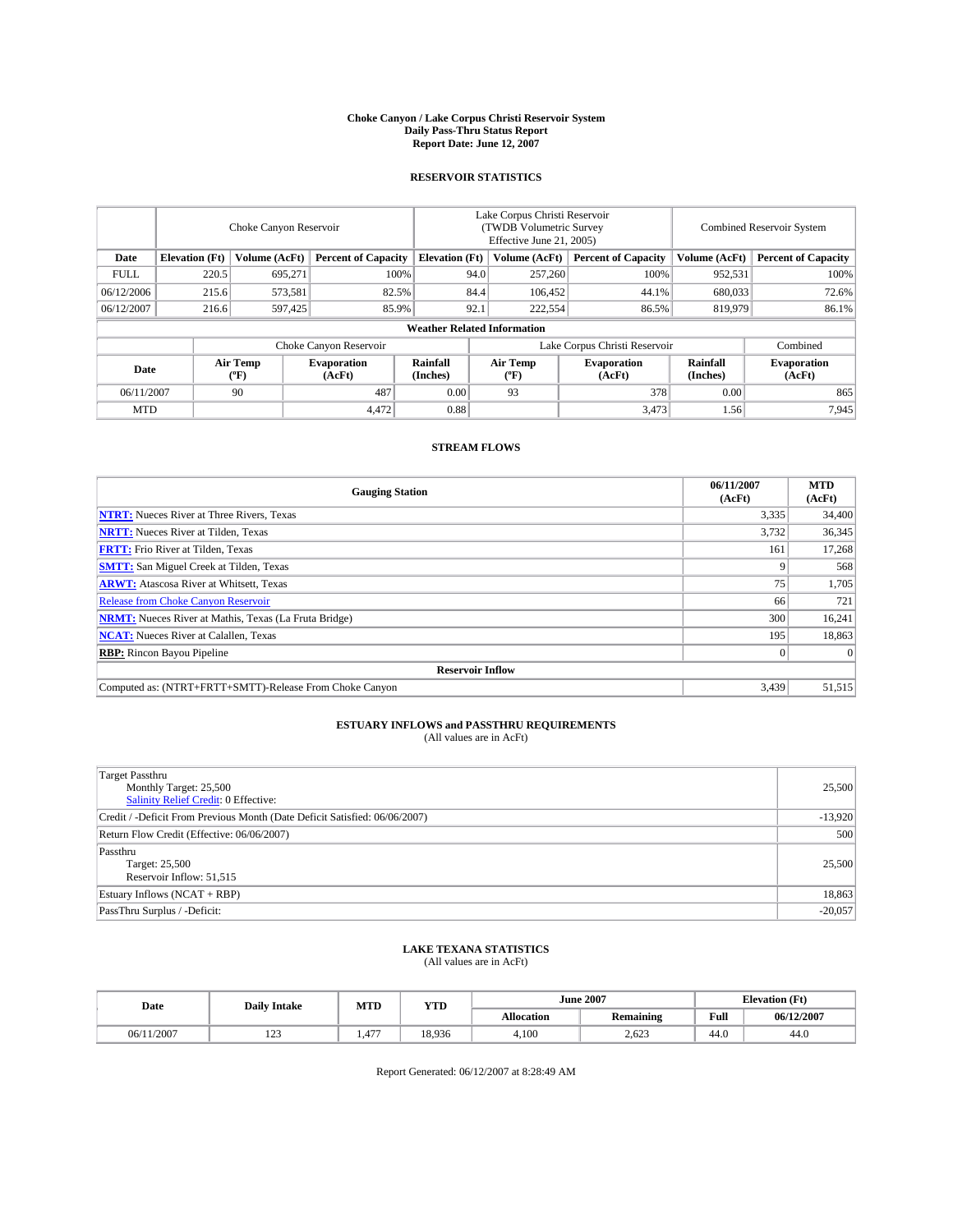# Choke Canyon / Lake Corpus Christi Reservoir System
## Daily Pass-Thru Status Report
## Report Date: June 12, 2007

### RESERVOIR STATISTICS

| | Choke Canyon Reservoir | | | Lake Corpus Christi Reservoir (TWDB Volumetric Survey Effective June 21, 2005) | | | Combined Reservoir System | |
|---|---|---|---|---|---|---|---|---|
| Date | Elevation (Ft) | Volume (AcFt) | Percent of Capacity | Elevation (Ft) | Volume (AcFt) | Percent of Capacity | Volume (AcFt) | Percent of Capacity |
| FULL | 220.5 | 695,271 | 100% | 94.0 | 257,260 | 100% | 952,531 | 100% |
| 06/12/2006 | 215.6 | 573,581 | 82.5% | 84.4 | 106,452 | 44.1% | 680,033 | 72.6% |
| 06/12/2007 | 216.6 | 597,425 | 85.9% | 92.1 | 222,554 | 86.5% | 819,979 | 86.1% |

### Weather Related Information

| | Choke Canyon Reservoir | | | Lake Corpus Christi Reservoir | | | Combined |
|---|---|---|---|---|---|---|---|
| Date | Air Temp (ºF) | Evaporation (AcFt) | Rainfall (Inches) | Air Temp (ºF) | Evaporation (AcFt) | Rainfall (Inches) | Evaporation (AcFt) |
| 06/11/2007 | 90 | 487 | 0.00 | 93 | 378 | 0.00 | 865 |
| MTD | | 4,472 | 0.88 | | 3,473 | 1.56 | 7,945 |

### STREAM FLOWS

| Gauging Station | 06/11/2007 (AcFt) | MTD (AcFt) |
|---|---|---|
| **NTRT:** Nueces River at Three Rivers, Texas | 3,335 | 34,400 |
| **NRTT:** Nueces River at Tilden, Texas | 3,732 | 36,345 |
| **FRTT:** Frio River at Tilden, Texas | 161 | 17,268 |
| **SMTT:** San Miguel Creek at Tilden, Texas | 9 | 568 |
| **ARWT:** Atascosa River at Whitsett, Texas | 75 | 1,705 |
| Release from Choke Canyon Reservoir | 66 | 721 |
| **NRMT:** Nueces River at Mathis, Texas (La Fruta Bridge) | 300 | 16,241 |
| **NCAT:** Nueces River at Calallen, Texas | 195 | 18,863 |
| **RBP:** Rincon Bayou Pipeline | 0 | 0 |
| **Reservoir Inflow** | | |
| Computed as: (NTRT+FRTT+SMTT)-Release From Choke Canyon | 3,439 | 51,515 |

### ESTUARY INFLOWS and PASSTHRU REQUIREMENTS
(All values are in AcFt)

| | |
|---|---|
| Target Passthru<br>Monthly Target: 25,500<br>Salinity Relief Credit: 0 Effective: | 25,500 |
| Credit / -Deficit From Previous Month (Date Deficit Satisfied: 06/06/2007) | -13,920 |
| Return Flow Credit (Effective: 06/06/2007) | 500 |
| Passthru<br>Target: 25,500<br>Reservoir Inflow: 51,515 | 25,500 |
| Estuary Inflows (NCAT + RBP) | 18,863 |
| PassThru Surplus / -Deficit: | -20,057 |

### LAKE TEXANA STATISTICS
(All values are in AcFt)

| Date | Daily Intake | MTD | YTD | June 2007 | | Elevation (Ft) | |
|---|---|---|---|---|---|---|---|
| | | | | Allocation | Remaining | Full | 06/12/2007 |
| 06/11/2007 | 123 | 1,477 | 18,936 | 4,100 | 2,623 | 44.0 | 44.0 |

Report Generated: 06/12/2007 at 8:28:49 AM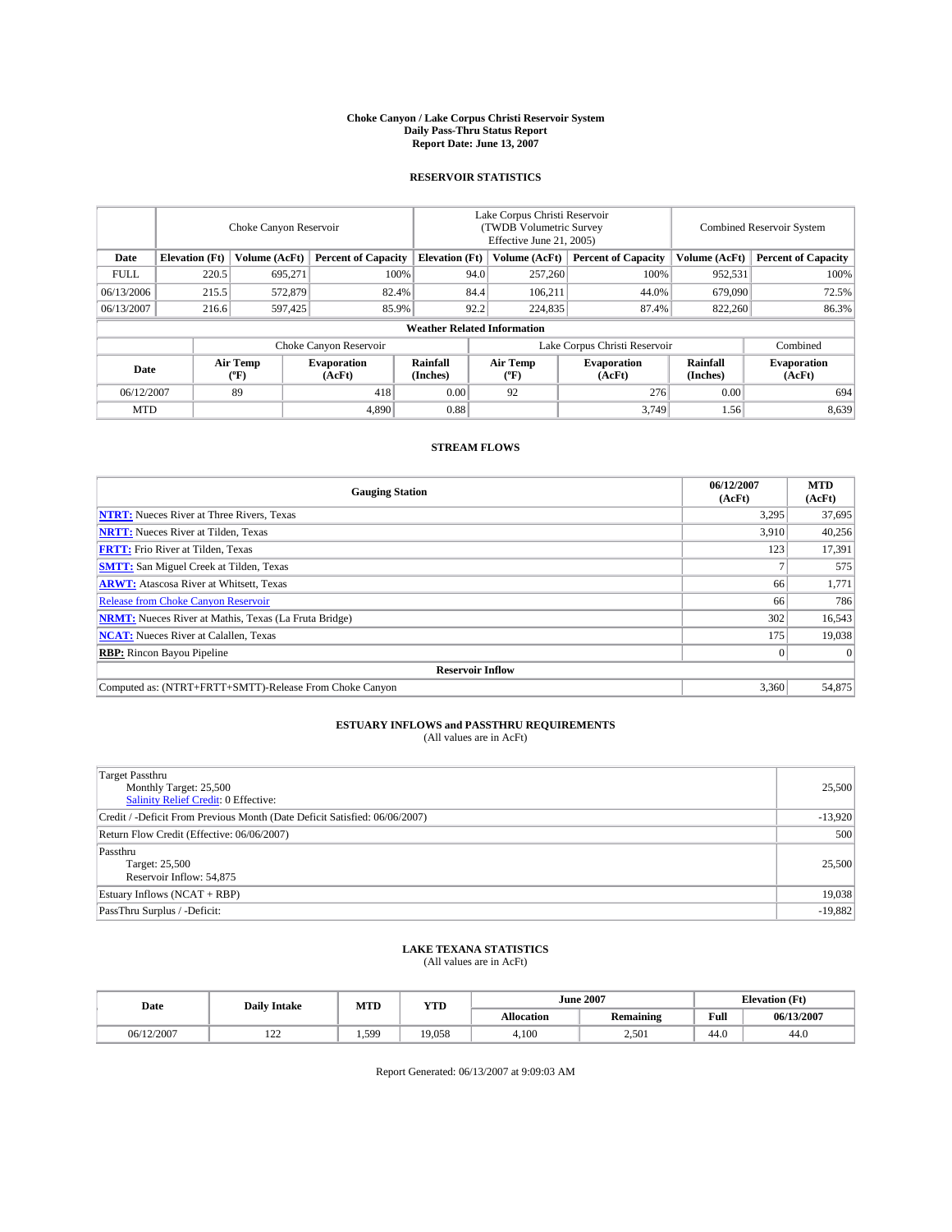# Choke Canyon / Lake Corpus Christi Reservoir System
## Daily Pass-Thru Status Report
## Report Date: June 13, 2007

### RESERVOIR STATISTICS

| | Choke Canyon Reservoir | | | Lake Corpus Christi Reservoir (TWDB Volumetric Survey Effective June 21, 2005) | | | Combined Reservoir System | |
|---|---|---|---|---|---|---|---|---|
| Date | Elevation (Ft) | Volume (AcFt) | Percent of Capacity | Elevation (Ft) | Volume (AcFt) | Percent of Capacity | Volume (AcFt) | Percent of Capacity |
| FULL | 220.5 | 695,271 | 100% | 94.0 | 257,260 | 100% | 952,531 | 100% |
| 06/13/2006 | 215.5 | 572,879 | 82.4% | 84.4 | 106,211 | 44.0% | 679,090 | 72.5% |
| 06/13/2007 | 216.6 | 597,425 | 85.9% | 92.2 | 224,835 | 87.4% | 822,260 | 86.3% |

**Weather Related Information**

| | Choke Canyon Reservoir | | | Lake Corpus Christi Reservoir | | | Combined |
|---|---|---|---|---|---|---|---|
| Date | Air Temp (ºF) | Evaporation (AcFt) | Rainfall (Inches) | Air Temp (ºF) | Evaporation (AcFt) | Rainfall (Inches) | Evaporation (AcFt) |
| 06/12/2007 | 89 | 418 | 0.00 | 92 | 276 | 0.00 | 694 |
| MTD | | 4,890 | 0.88 | | 3,749 | 1.56 | 8,639 |

### STREAM FLOWS

| Gauging Station | 06/12/2007 (AcFt) | MTD (AcFt) |
|---|---|---|
| **NTRT:** Nueces River at Three Rivers, Texas | 3,295 | 37,695 |
| **NRTT:** Nueces River at Tilden, Texas | 3,910 | 40,256 |
| **FRTT:** Frio River at Tilden, Texas | 123 | 17,391 |
| **SMTT:** San Miguel Creek at Tilden, Texas | 7 | 575 |
| **ARWT:** Atascosa River at Whitsett, Texas | 66 | 1,771 |
| Release from Choke Canyon Reservoir | 66 | 786 |
| **NRMT:** Nueces River at Mathis, Texas (La Fruta Bridge) | 302 | 16,543 |
| **NCAT:** Nueces River at Calallen, Texas | 175 | 19,038 |
| **RBP:** Rincon Bayou Pipeline | 0 | 0 |
| **Reservoir Inflow** | | |
| Computed as: (NTRT+FRTT+SMTT)-Release From Choke Canyon | 3,360 | 54,875 |

### ESTUARY INFLOWS and PASSTHRU REQUIREMENTS
(All values are in AcFt)

| | |
|---|---|
| Target Passthru<br>Monthly Target: 25,500<br>Salinity Relief Credit: 0 Effective: | 25,500 |
| Credit / -Deficit From Previous Month (Date Deficit Satisfied: 06/06/2007) | -13,920 |
| Return Flow Credit (Effective: 06/06/2007) | 500 |
| Passthru<br>Target: 25,500<br>Reservoir Inflow: 54,875 | 25,500 |
| Estuary Inflows (NCAT + RBP) | 19,038 |
| PassThru Surplus / -Deficit: | -19,882 |

### LAKE TEXANA STATISTICS
(All values are in AcFt)

| Date | Daily Intake | MTD | YTD | June 2007 | | Elevation (Ft) | |
|---|---|---|---|---|---|---|---|
| | | | | Allocation | Remaining | Full | 06/13/2007 |
| 06/12/2007 | 122 | 1,599 | 19,058 | 4,100 | 2,501 | 44.0 | 44.0 |

Report Generated: 06/13/2007 at 9:09:03 AM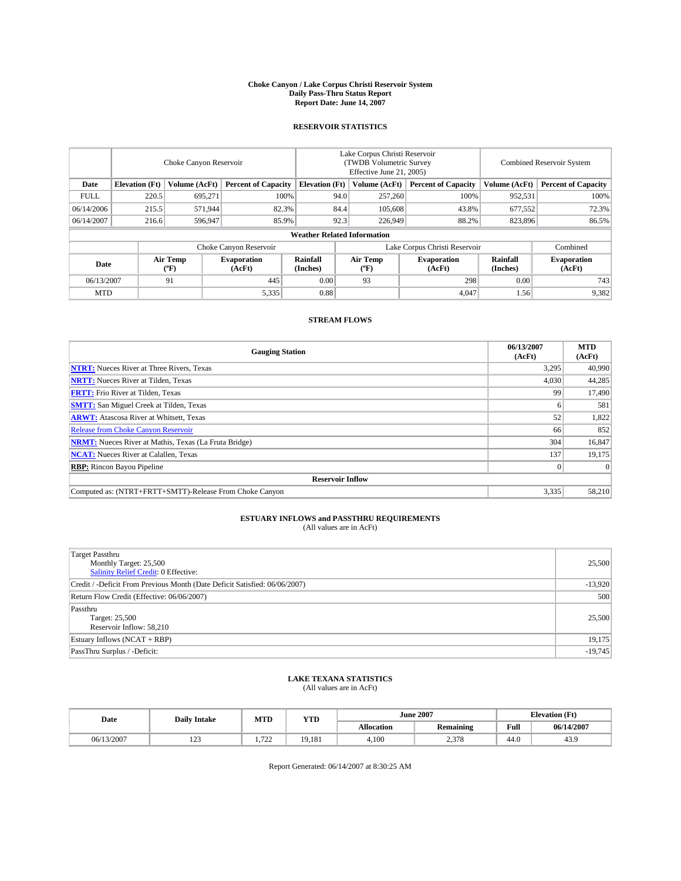**Choke Canyon / Lake Corpus Christi Reservoir System**
**Daily Pass-Thru Status Report**
**Report Date: June 14, 2007**

## RESERVOIR STATISTICS

| | Choke Canyon Reservoir | | | Lake Corpus Christi Reservoir (TWDB Volumetric Survey Effective June 21, 2005) | | | Combined Reservoir System | |
|---|---|---|---|---|---|---|---|---|
| **Date** | **Elevation (Ft)** | **Volume (AcFt)** | **Percent of Capacity** | **Elevation (Ft)** | **Volume (AcFt)** | **Percent of Capacity** | **Volume (AcFt)** | **Percent of Capacity** |
| FULL | 220.5 | 695,271 | 100% | 94.0 | 257,260 | 100% | 952,531 | 100% |
| 06/14/2006 | 215.5 | 571,944 | 82.3% | 84.4 | 105,608 | 43.8% | 677,552 | 72.3% |
| 06/14/2007 | 216.6 | 596,947 | 85.9% | 92.3 | 226,949 | 88.2% | 823,896 | 86.5% |

**Weather Related Information**

| | Choke Canyon Reservoir | | | Lake Corpus Christi Reservoir | | | Combined |
|---|---|---|---|---|---|---|---|
| **Date** | **Air Temp (ºF)** | **Evaporation (AcFt)** | **Rainfall (Inches)** | **Air Temp (ºF)** | **Evaporation (AcFt)** | **Rainfall (Inches)** | **Evaporation (AcFt)** |
| 06/13/2007 | 91 | 445 | 0.00 | 93 | 298 | 0.00 | 743 |
| MTD | | 5,335 | 0.88 | | 4,047 | 1.56 | 9,382 |

## STREAM FLOWS

| Gauging Station | 06/13/2007 (AcFt) | MTD (AcFt) |
|---|---|---|
| **NTRT:** Nueces River at Three Rivers, Texas | 3,295 | 40,990 |
| **NRTT:** Nueces River at Tilden, Texas | 4,030 | 44,285 |
| **FRTT:** Frio River at Tilden, Texas | 99 | 17,490 |
| **SMTT:** San Miguel Creek at Tilden, Texas | 6 | 581 |
| **ARWT:** Atascosa River at Whitsett, Texas | 52 | 1,822 |
| Release from Choke Canyon Reservoir | 66 | 852 |
| **NRMT:** Nueces River at Mathis, Texas (La Fruta Bridge) | 304 | 16,847 |
| **NCAT:** Nueces River at Calallen, Texas | 137 | 19,175 |
| **RBP:** Rincon Bayou Pipeline | 0 | 0 |
| **Reservoir Inflow** | | |
| Computed as: (NTRT+FRTT+SMTT)-Release From Choke Canyon | 3,335 | 58,210 |

## ESTUARY INFLOWS and PASSTHRU REQUIREMENTS
(All values are in AcFt)

| | |
|---|---|
| Target Passthru<br>Monthly Target: 25,500<br>Salinity Relief Credit: 0 Effective: | 25,500 |
| Credit / -Deficit From Previous Month (Date Deficit Satisfied: 06/06/2007) | -13,920 |
| Return Flow Credit (Effective: 06/06/2007) | 500 |
| Passthru<br>Target: 25,500<br>Reservoir Inflow: 58,210 | 25,500 |
| Estuary Inflows (NCAT + RBP) | 19,175 |
| PassThru Surplus / -Deficit: | -19,745 |

## LAKE TEXANA STATISTICS
(All values are in AcFt)

| Date | Daily Intake | MTD | YTD | June 2007 | | Elevation (Ft) | |
|---|---|---|---|---|---|---|---|
| | | | | **Allocation** | **Remaining** | **Full** | **06/14/2007** |
| 06/13/2007 | 123 | 1,722 | 19,181 | 4,100 | 2,378 | 44.0 | 43.9 |

Report Generated: 06/14/2007 at 8:30:25 AM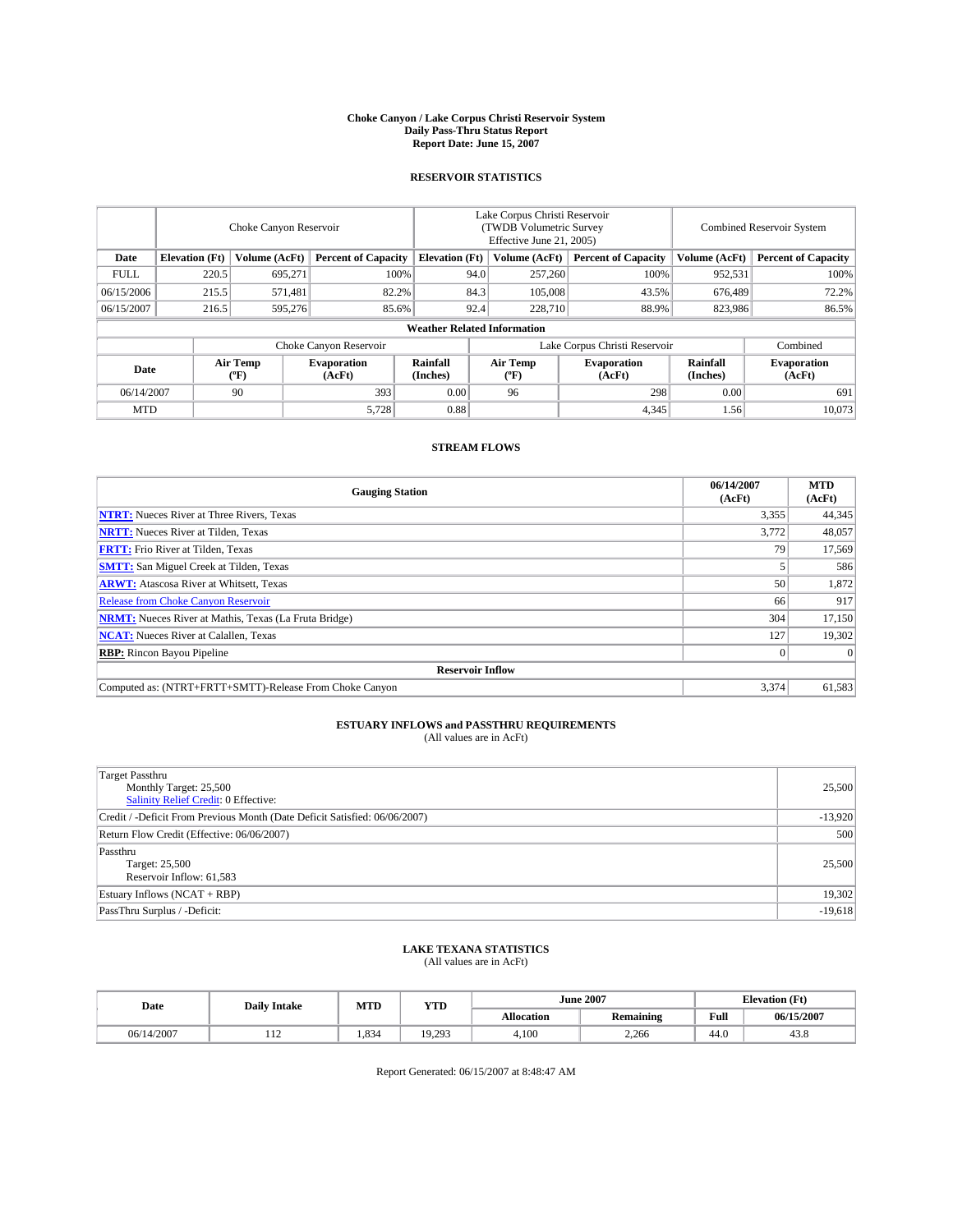# Choke Canyon / Lake Corpus Christi Reservoir System
## Daily Pass-Thru Status Report
### Report Date: June 15, 2007

## RESERVOIR STATISTICS

| | Choke Canyon Reservoir | | | Lake Corpus Christi Reservoir (TWDB Volumetric Survey Effective June 21, 2005) | | | Combined Reservoir System | |
|---|---|---|---|---|---|---|---|---|
| Date | Elevation (Ft) | Volume (AcFt) | Percent of Capacity | Elevation (Ft) | Volume (AcFt) | Percent of Capacity | Volume (AcFt) | Percent of Capacity |
| FULL | 220.5 | 695,271 | 100% | 94.0 | 257,260 | 100% | 952,531 | 100% |
| 06/15/2006 | 215.5 | 571,481 | 82.2% | 84.3 | 105,008 | 43.5% | 676,489 | 72.2% |
| 06/15/2007 | 216.5 | 595,276 | 85.6% | 92.4 | 228,710 | 88.9% | 823,986 | 86.5% |

**Weather Related Information**

| | Choke Canyon Reservoir | | | Lake Corpus Christi Reservoir | | | Combined |
|---|---|---|---|---|---|---|---|
| Date | Air Temp (ºF) | Evaporation (AcFt) | Rainfall (Inches) | Air Temp (ºF) | Evaporation (AcFt) | Rainfall (Inches) | Evaporation (AcFt) |
| 06/14/2007 | 90 | 393 | 0.00 | 96 | 298 | 0.00 | 691 |
| MTD | | 5,728 | 0.88 | | 4,345 | 1.56 | 10,073 |

## STREAM FLOWS

| Gauging Station | 06/14/2007 (AcFt) | MTD (AcFt) |
|---|---|---|
| **NTRT:** Nueces River at Three Rivers, Texas | 3,355 | 44,345 |
| **NRTT:** Nueces River at Tilden, Texas | 3,772 | 48,057 |
| **FRTT:** Frio River at Tilden, Texas | 79 | 17,569 |
| **SMTT:** San Miguel Creek at Tilden, Texas | 5 | 586 |
| **ARWT:** Atascosa River at Whitsett, Texas | 50 | 1,872 |
| Release from Choke Canyon Reservoir | 66 | 917 |
| **NRMT:** Nueces River at Mathis, Texas (La Fruta Bridge) | 304 | 17,150 |
| **NCAT:** Nueces River at Calallen, Texas | 127 | 19,302 |
| **RBP:** Rincon Bayou Pipeline | 0 | 0 |
| **Reservoir Inflow** | | |
| Computed as: (NTRT+FRTT+SMTT)-Release From Choke Canyon | 3,374 | 61,583 |

## ESTUARY INFLOWS and PASSTHRU REQUIREMENTS
(All values are in AcFt)

| | |
|---|---|
| Target Passthru<br>Monthly Target: 25,500<br>Salinity Relief Credit: 0 Effective: | 25,500 |
| Credit / -Deficit From Previous Month (Date Deficit Satisfied: 06/06/2007) | -13,920 |
| Return Flow Credit (Effective: 06/06/2007) | 500 |
| Passthru<br>Target: 25,500<br>Reservoir Inflow: 61,583 | 25,500 |
| Estuary Inflows (NCAT + RBP) | 19,302 |
| PassThru Surplus / -Deficit: | -19,618 |

## LAKE TEXANA STATISTICS
(All values are in AcFt)

| Date | Daily Intake | MTD | YTD | June 2007 | | Elevation (Ft) | |
|---|---|---|---|---|---|---|---|
| | | | | Allocation | Remaining | Full | 06/15/2007 |
| 06/14/2007 | 112 | 1,834 | 19,293 | 4,100 | 2,266 | 44.0 | 43.8 |

Report Generated: 06/15/2007 at 8:48:47 AM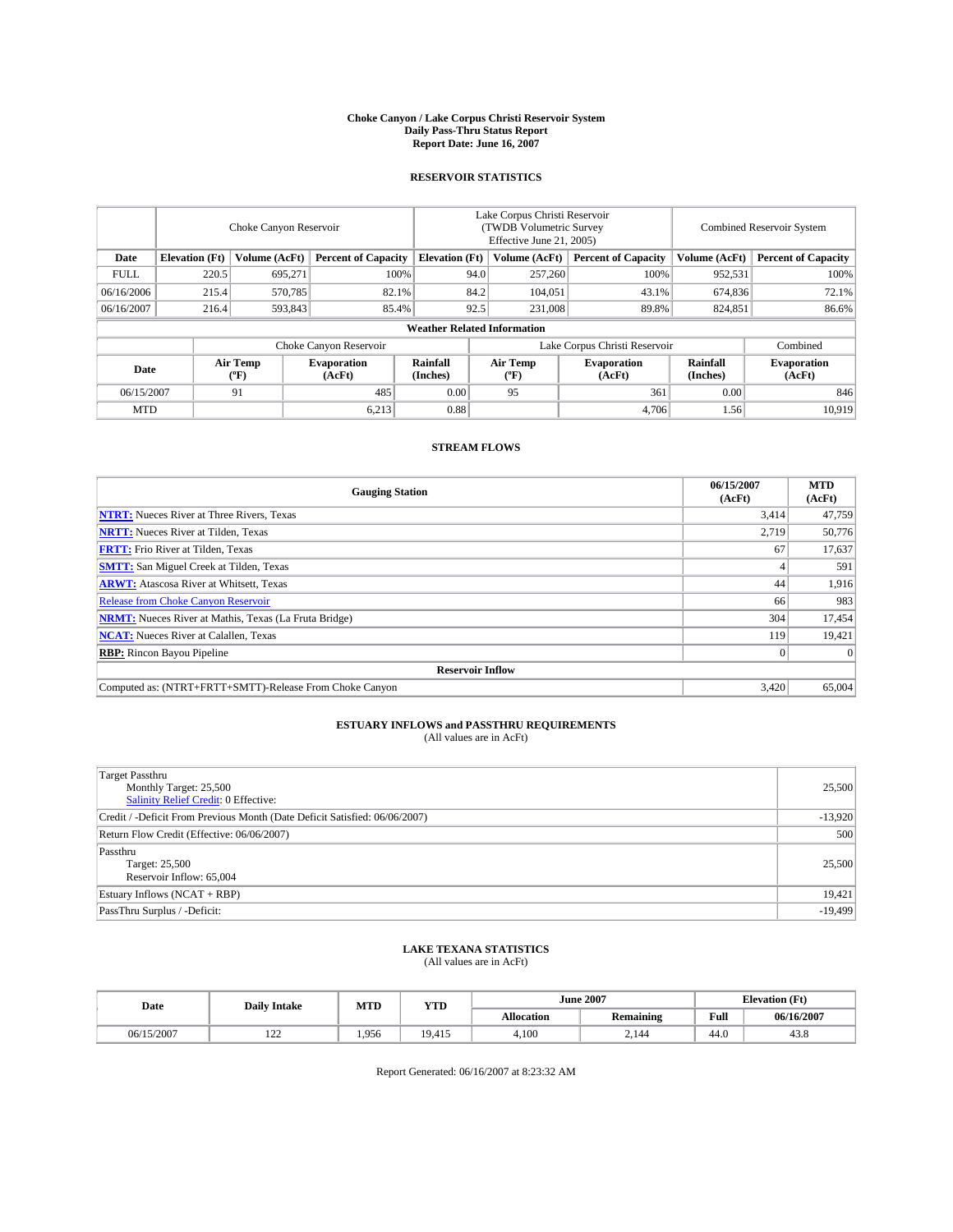# Choke Canyon / Lake Corpus Christi Reservoir System
## Daily Pass-Thru Status Report
### Report Date: June 16, 2007

## RESERVOIR STATISTICS

| | Choke Canyon Reservoir | | | Lake Corpus Christi Reservoir (TWDB Volumetric Survey Effective June 21, 2005) | | | Combined Reservoir System | |
|---|---|---|---|---|---|---|---|---|
| **Date** | **Elevation (Ft)** | **Volume (AcFt)** | **Percent of Capacity** | **Elevation (Ft)** | **Volume (AcFt)** | **Percent of Capacity** | **Volume (AcFt)** | **Percent of Capacity** |
| FULL | 220.5 | 695,271 | 100% | 94.0 | 257,260 | 100% | 952,531 | 100% |
| 06/16/2006 | 215.4 | 570,785 | 82.1% | 84.2 | 104,051 | 43.1% | 674,836 | 72.1% |
| 06/16/2007 | 216.4 | 593,843 | 85.4% | 92.5 | 231,008 | 89.8% | 824,851 | 86.6% |

**Weather Related Information**

| | Choke Canyon Reservoir | | | Lake Corpus Christi Reservoir | | | Combined |
|---|---|---|---|---|---|---|---|
| **Date** | **Air Temp (°F)** | **Evaporation (AcFt)** | **Rainfall (Inches)** | **Air Temp (°F)** | **Evaporation (AcFt)** | **Rainfall (Inches)** | **Evaporation (AcFt)** |
| 06/15/2007 | 91 | 485 | 0.00 | 95 | 361 | 0.00 | 846 |
| MTD | | 6,213 | 0.88 | | 4,706 | 1.56 | 10,919 |

## STREAM FLOWS

| Gauging Station | 06/15/2007 (AcFt) | MTD (AcFt) |
|---|---|---|
| **NTRT:** Nueces River at Three Rivers, Texas | 3,414 | 47,759 |
| **NRTT:** Nueces River at Tilden, Texas | 2,719 | 50,776 |
| **FRTT:** Frio River at Tilden, Texas | 67 | 17,637 |
| **SMTT:** San Miguel Creek at Tilden, Texas | 4 | 591 |
| **ARWT:** Atascosa River at Whitsett, Texas | 44 | 1,916 |
| Release from Choke Canyon Reservoir | 66 | 983 |
| **NRMT:** Nueces River at Mathis, Texas (La Fruta Bridge) | 304 | 17,454 |
| **NCAT:** Nueces River at Calallen, Texas | 119 | 19,421 |
| **RBP:** Rincon Bayou Pipeline | 0 | 0 |
| **Reservoir Inflow** | | |
| Computed as: (NTRT+FRTT+SMTT)-Release From Choke Canyon | 3,420 | 65,004 |

## ESTUARY INFLOWS and PASSTHRU REQUIREMENTS
(All values are in AcFt)

| | |
|---|---|
| Target Passthru<br>Monthly Target: 25,500<br>Salinity Relief Credit: 0 Effective: | 25,500 |
| Credit / -Deficit From Previous Month (Date Deficit Satisfied: 06/06/2007) | -13,920 |
| Return Flow Credit (Effective: 06/06/2007) | 500 |
| Passthru<br>Target: 25,500<br>Reservoir Inflow: 65,004 | 25,500 |
| Estuary Inflows (NCAT + RBP) | 19,421 |
| PassThru Surplus / -Deficit: | -19,499 |

## LAKE TEXANA STATISTICS
(All values are in AcFt)

| Date | Daily Intake | MTD | YTD | June 2007 | | Elevation (Ft) | |
|---|---|---|---|---|---|---|---|
| | | | | **Allocation** | **Remaining** | **Full** | **06/16/2007** |
| 06/15/2007 | 122 | 1,956 | 19,415 | 4,100 | 2,144 | 44.0 | 43.8 |

Report Generated: 06/16/2007 at 8:23:32 AM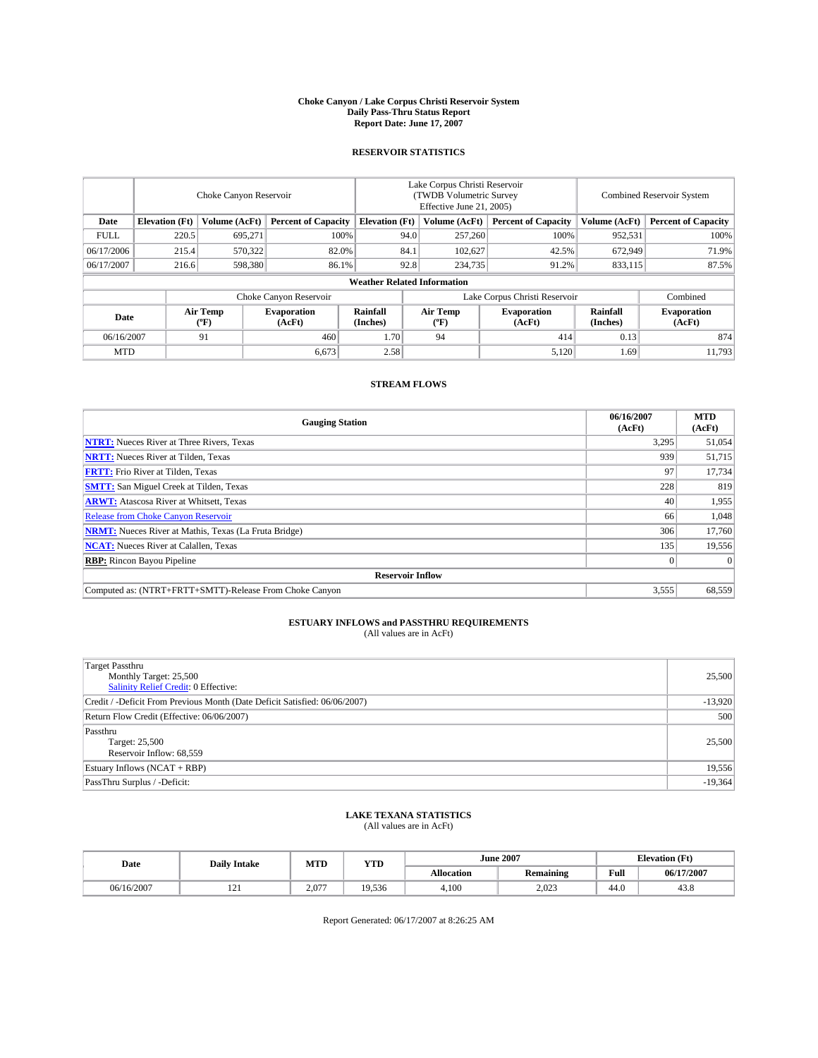**Choke Canyon / Lake Corpus Christi Reservoir System**
**Daily Pass-Thru Status Report**
**Report Date: June 17, 2007**

## RESERVOIR STATISTICS

| | Choke Canyon Reservoir | | | Lake Corpus Christi Reservoir (TWDB Volumetric Survey Effective June 21, 2005) | | | Combined Reservoir System | |
|---|---|---|---|---|---|---|---|---|
| **Date** | **Elevation (Ft)** | **Volume (AcFt)** | **Percent of Capacity** | **Elevation (Ft)** | **Volume (AcFt)** | **Percent of Capacity** | **Volume (AcFt)** | **Percent of Capacity** |
| FULL | 220.5 | 695,271 | 100% | 94.0 | 257,260 | 100% | 952,531 | 100% |
| 06/17/2006 | 215.4 | 570,322 | 82.0% | 84.1 | 102,627 | 42.5% | 672,949 | 71.9% |
| 06/17/2007 | 216.6 | 598,380 | 86.1% | 92.8 | 234,735 | 91.2% | 833,115 | 87.5% |

**Weather Related Information**

| | Choke Canyon Reservoir | | | Lake Corpus Christi Reservoir | | | Combined |
|---|---|---|---|---|---|---|---|
| **Date** | **Air Temp (°F)** | **Evaporation (AcFt)** | **Rainfall (Inches)** | **Air Temp (°F)** | **Evaporation (AcFt)** | **Rainfall (Inches)** | **Evaporation (AcFt)** |
| 06/16/2007 | 91 | 460 | 1.70 | 94 | 414 | 0.13 | 874 |
| MTD | | 6,673 | 2.58 | | 5,120 | 1.69 | 11,793 |

## STREAM FLOWS

| Gauging Station | 06/16/2007 (AcFt) | MTD (AcFt) |
|---|---|---|
| **NTRT:** Nueces River at Three Rivers, Texas | 3,295 | 51,054 |
| **NRTT:** Nueces River at Tilden, Texas | 939 | 51,715 |
| **FRTT:** Frio River at Tilden, Texas | 97 | 17,734 |
| **SMTT:** San Miguel Creek at Tilden, Texas | 228 | 819 |
| **ARWT:** Atascosa River at Whitsett, Texas | 40 | 1,955 |
| Release from Choke Canyon Reservoir | 66 | 1,048 |
| **NRMT:** Nueces River at Mathis, Texas (La Fruta Bridge) | 306 | 17,760 |
| **NCAT:** Nueces River at Calallen, Texas | 135 | 19,556 |
| **RBP:** Rincon Bayou Pipeline | 0 | 0 |
| **Reservoir Inflow** | | |
| Computed as: (NTRT+FRTT+SMTT)-Release From Choke Canyon | 3,555 | 68,559 |

## ESTUARY INFLOWS and PASSTHRU REQUIREMENTS
(All values are in AcFt)

| | |
|---|---|
| Target Passthru<br>Monthly Target: 25,500<br>Salinity Relief Credit: 0 Effective: | 25,500 |
| Credit / -Deficit From Previous Month (Date Deficit Satisfied: 06/06/2007) | -13,920 |
| Return Flow Credit (Effective: 06/06/2007) | 500 |
| Passthru<br>Target: 25,500<br>Reservoir Inflow: 68,559 | 25,500 |
| Estuary Inflows (NCAT + RBP) | 19,556 |
| PassThru Surplus / -Deficit: | -19,364 |

## LAKE TEXANA STATISTICS
(All values are in AcFt)

| Date | Daily Intake | MTD | YTD | June 2007 | | Elevation (Ft) | |
|---|---|---|---|---|---|---|---|
| | | | | **Allocation** | **Remaining** | **Full** | **06/17/2007** |
| 06/16/2007 | 121 | 2,077 | 19,536 | 4,100 | 2,023 | 44.0 | 43.8 |

Report Generated: 06/17/2007 at 8:26:25 AM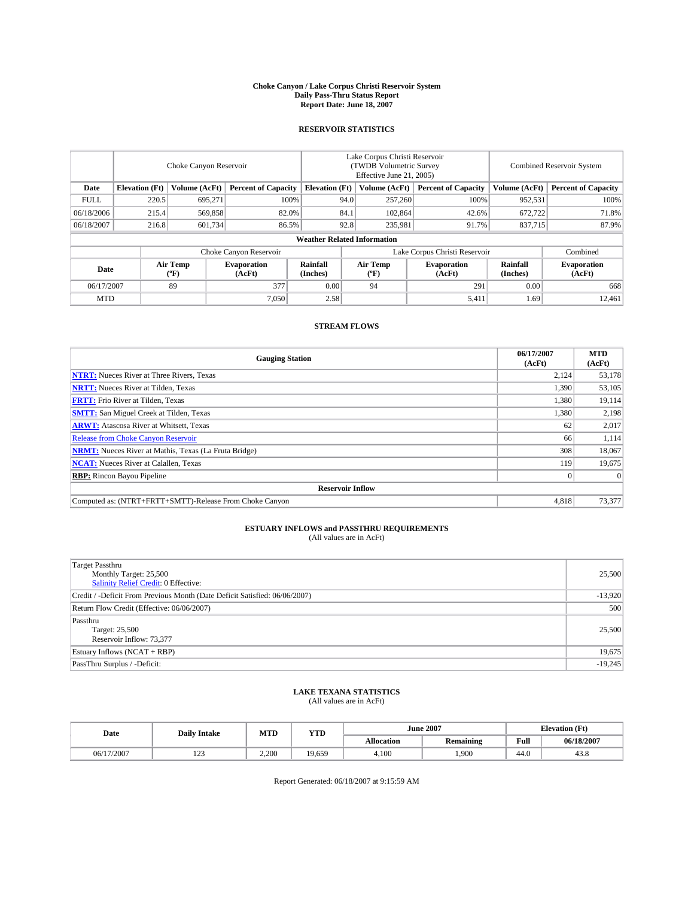# Choke Canyon / Lake Corpus Christi Reservoir System
## Daily Pass-Thru Status Report
### Report Date: June 18, 2007

## RESERVOIR STATISTICS

| | Choke Canyon Reservoir | | | Lake Corpus Christi Reservoir (TWDB Volumetric Survey Effective June 21, 2005) | | | Combined Reservoir System | |
|---|---|---|---|---|---|---|---|---|
| Date | Elevation (Ft) | Volume (AcFt) | Percent of Capacity | Elevation (Ft) | Volume (AcFt) | Percent of Capacity | Volume (AcFt) | Percent of Capacity |
| FULL | 220.5 | 695,271 | 100% | 94.0 | 257,260 | 100% | 952,531 | 100% |
| 06/18/2006 | 215.4 | 569,858 | 82.0% | 84.1 | 102,864 | 42.6% | 672,722 | 71.8% |
| 06/18/2007 | 216.8 | 601,734 | 86.5% | 92.8 | 235,981 | 91.7% | 837,715 | 87.9% |

**Weather Related Information**

| | Choke Canyon Reservoir | | | Lake Corpus Christi Reservoir | | | Combined |
|---|---|---|---|---|---|---|---|
| Date | Air Temp (°F) | Evaporation (AcFt) | Rainfall (Inches) | Air Temp (°F) | Evaporation (AcFt) | Rainfall (Inches) | Evaporation (AcFt) |
| 06/17/2007 | 89 | 377 | 0.00 | 94 | 291 | 0.00 | 668 |
| MTD | | 7,050 | 2.58 | | 5,411 | 1.69 | 12,461 |

## STREAM FLOWS

| Gauging Station | 06/17/2007 (AcFt) | MTD (AcFt) |
|---|---|---|
| **NTRT:** Nueces River at Three Rivers, Texas | 2,124 | 53,178 |
| **NRTT:** Nueces River at Tilden, Texas | 1,390 | 53,105 |
| **FRTT:** Frio River at Tilden, Texas | 1,380 | 19,114 |
| **SMTT:** San Miguel Creek at Tilden, Texas | 1,380 | 2,198 |
| **ARWT:** Atascosa River at Whitsett, Texas | 62 | 2,017 |
| Release from Choke Canyon Reservoir | 66 | 1,114 |
| **NRMT:** Nueces River at Mathis, Texas (La Fruta Bridge) | 308 | 18,067 |
| **NCAT:** Nueces River at Calallen, Texas | 119 | 19,675 |
| **RBP:** Rincon Bayou Pipeline | 0 | 0 |
| **Reservoir Inflow** | | |
| Computed as: (NTRT+FRTT+SMTT)-Release From Choke Canyon | 4,818 | 73,377 |

## ESTUARY INFLOWS and PASSTHRU REQUIREMENTS
(All values are in AcFt)

| | |
|---|---|
| Target Passthru<br>Monthly Target: 25,500<br>Salinity Relief Credit: 0 Effective: | 25,500 |
| Credit / -Deficit From Previous Month (Date Deficit Satisfied: 06/06/2007) | -13,920 |
| Return Flow Credit (Effective: 06/06/2007) | 500 |
| Passthru<br>Target: 25,500<br>Reservoir Inflow: 73,377 | 25,500 |
| Estuary Inflows (NCAT + RBP) | 19,675 |
| PassThru Surplus / -Deficit: | -19,245 |

## LAKE TEXANA STATISTICS
(All values are in AcFt)

| Date | Daily Intake | MTD | YTD | June 2007 | | Elevation (Ft) | |
|---|---|---|---|---|---|---|---|
| | | | | Allocation | Remaining | Full | 06/18/2007 |
| 06/17/2007 | 123 | 2,200 | 19,659 | 4,100 | 1,900 | 44.0 | 43.8 |

Report Generated: 06/18/2007 at 9:15:59 AM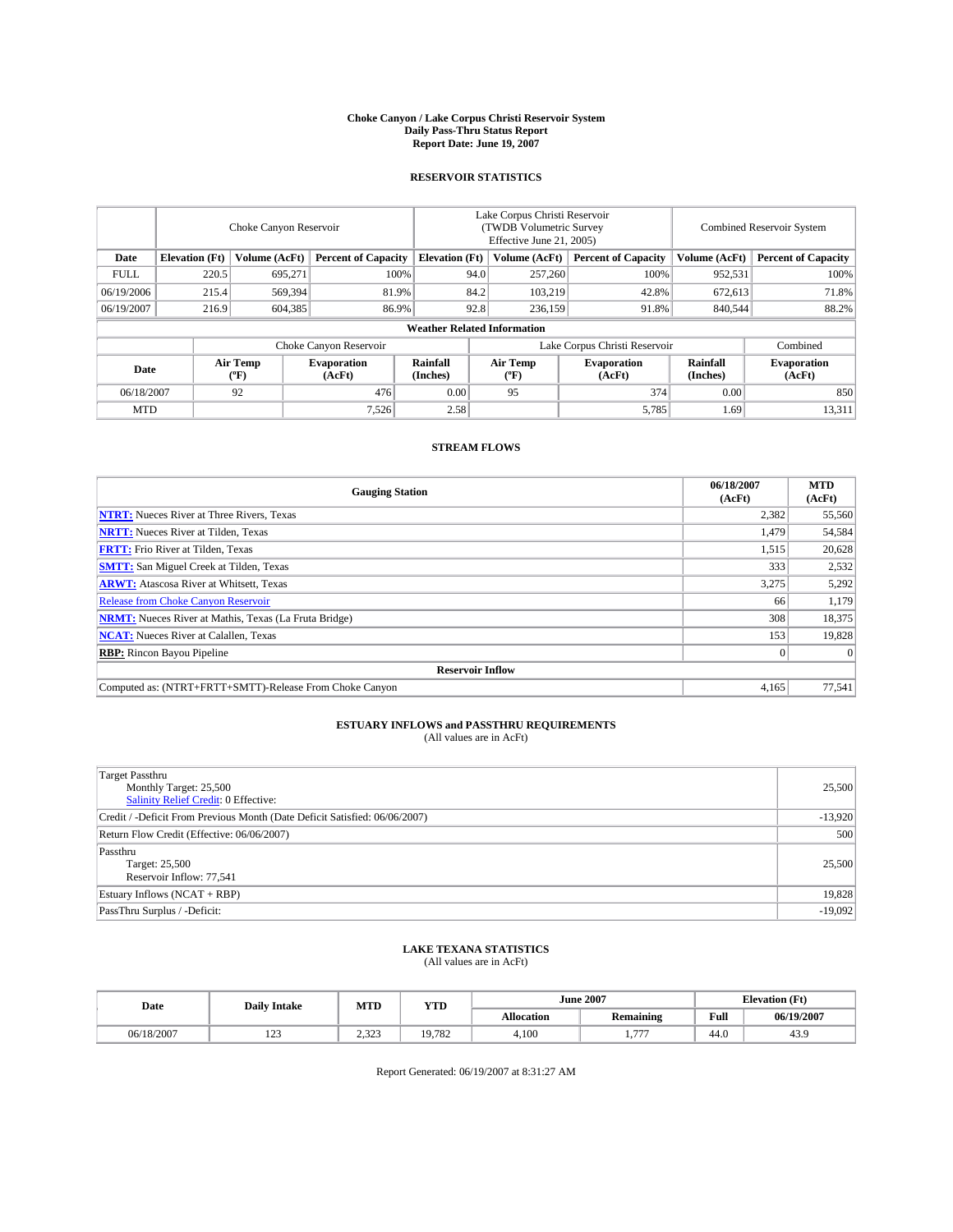**Choke Canyon / Lake Corpus Christi Reservoir System**
**Daily Pass-Thru Status Report**
**Report Date: June 19, 2007**

## RESERVOIR STATISTICS

| | Choke Canyon Reservoir | | | Lake Corpus Christi Reservoir (TWDB Volumetric Survey Effective June 21, 2005) | | | Combined Reservoir System | |
|---|---|---|---|---|---|---|---|---|
| **Date** | **Elevation (Ft)** | **Volume (AcFt)** | **Percent of Capacity** | **Elevation (Ft)** | **Volume (AcFt)** | **Percent of Capacity** | **Volume (AcFt)** | **Percent of Capacity** |
| FULL | 220.5 | 695,271 | 100% | 94.0 | 257,260 | 100% | 952,531 | 100% |
| 06/19/2006 | 215.4 | 569,394 | 81.9% | 84.2 | 103,219 | 42.8% | 672,613 | 71.8% |
| 06/19/2007 | 216.9 | 604,385 | 86.9% | 92.8 | 236,159 | 91.8% | 840,544 | 88.2% |

**Weather Related Information**

| | Choke Canyon Reservoir | | | Lake Corpus Christi Reservoir | | | Combined |
|---|---|---|---|---|---|---|---|
| **Date** | **Air Temp (ºF)** | **Evaporation (AcFt)** | **Rainfall (Inches)** | **Air Temp (ºF)** | **Evaporation (AcFt)** | **Rainfall (Inches)** | **Evaporation (AcFt)** |
| 06/18/2007 | 92 | 476 | 0.00 | 95 | 374 | 0.00 | 850 |
| MTD | | 7,526 | 2.58 | | 5,785 | 1.69 | 13,311 |

## STREAM FLOWS

| Gauging Station | 06/18/2007 (AcFt) | MTD (AcFt) |
|---|---|---|
| **NTRT:** Nueces River at Three Rivers, Texas | 2,382 | 55,560 |
| **NRTT:** Nueces River at Tilden, Texas | 1,479 | 54,584 |
| **FRTT:** Frio River at Tilden, Texas | 1,515 | 20,628 |
| **SMTT:** San Miguel Creek at Tilden, Texas | 333 | 2,532 |
| **ARWT:** Atascosa River at Whitsett, Texas | 3,275 | 5,292 |
| Release from Choke Canyon Reservoir | 66 | 1,179 |
| **NRMT:** Nueces River at Mathis, Texas (La Fruta Bridge) | 308 | 18,375 |
| **NCAT:** Nueces River at Calallen, Texas | 153 | 19,828 |
| **RBP:** Rincon Bayou Pipeline | 0 | 0 |
| **Reservoir Inflow** | | |
| Computed as: (NTRT+FRTT+SMTT)-Release From Choke Canyon | 4,165 | 77,541 |

## ESTUARY INFLOWS and PASSTHRU REQUIREMENTS

(All values are in AcFt)

| | |
|---|---|
| Target Passthru<br>Monthly Target: 25,500<br>Salinity Relief Credit: 0 Effective: | 25,500 |
| Credit / -Deficit From Previous Month (Date Deficit Satisfied: 06/06/2007) | -13,920 |
| Return Flow Credit (Effective: 06/06/2007) | 500 |
| Passthru<br>Target: 25,500<br>Reservoir Inflow: 77,541 | 25,500 |
| Estuary Inflows (NCAT + RBP) | 19,828 |
| PassThru Surplus / -Deficit: | -19,092 |

## LAKE TEXANA STATISTICS

(All values are in AcFt)

| Date | Daily Intake | MTD | YTD | June 2007 | | Elevation (Ft) | |
|---|---|---|---|---|---|---|---|
| | | | | **Allocation** | **Remaining** | **Full** | **06/19/2007** |
| 06/18/2007 | 123 | 2,323 | 19,782 | 4,100 | 1,777 | 44.0 | 43.9 |

Report Generated: 06/19/2007 at 8:31:27 AM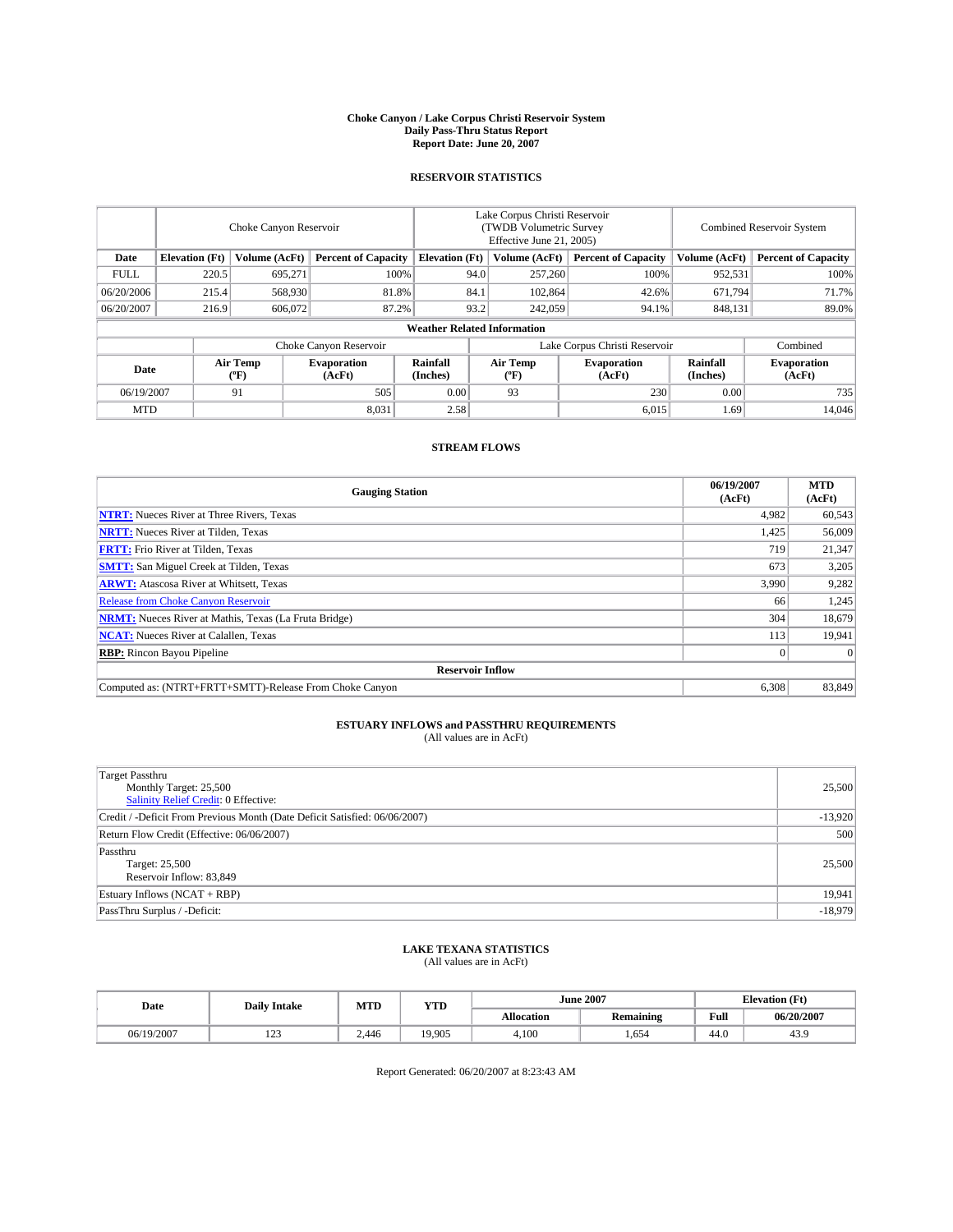# Choke Canyon / Lake Corpus Christi Reservoir System
## Daily Pass-Thru Status Report
## Report Date: June 20, 2007

### RESERVOIR STATISTICS

| | Choke Canyon Reservoir | | | Lake Corpus Christi Reservoir (TWDB Volumetric Survey Effective June 21, 2005) | | | Combined Reservoir System | |
|---|---|---|---|---|---|---|---|---|
| **Date** | **Elevation (Ft)** | **Volume (AcFt)** | **Percent of Capacity** | **Elevation (Ft)** | **Volume (AcFt)** | **Percent of Capacity** | **Volume (AcFt)** | **Percent of Capacity** |
| FULL | 220.5 | 695,271 | 100% | 94.0 | 257,260 | 100% | 952,531 | 100% |
| 06/20/2006 | 215.4 | 568,930 | 81.8% | 84.1 | 102,864 | 42.6% | 671,794 | 71.7% |
| 06/20/2007 | 216.9 | 606,072 | 87.2% | 93.2 | 242,059 | 94.1% | 848,131 | 89.0% |

**Weather Related Information**

| | Choke Canyon Reservoir | | | Lake Corpus Christi Reservoir | | | Combined |
|---|---|---|---|---|---|---|---|
| **Date** | **Air Temp (°F)** | **Evaporation (AcFt)** | **Rainfall (Inches)** | **Air Temp (°F)** | **Evaporation (AcFt)** | **Rainfall (Inches)** | **Evaporation (AcFt)** |
| 06/19/2007 | 91 | 505 | 0.00 | 93 | 230 | 0.00 | 735 |
| MTD | | 8,031 | 2.58 | | 6,015 | 1.69 | 14,046 |

### STREAM FLOWS

| Gauging Station | 06/19/2007 (AcFt) | MTD (AcFt) |
|---|---|---|
| **NTRT:** Nueces River at Three Rivers, Texas | 4,982 | 60,543 |
| **NRTT:** Nueces River at Tilden, Texas | 1,425 | 56,009 |
| **FRTT:** Frio River at Tilden, Texas | 719 | 21,347 |
| **SMTT:** San Miguel Creek at Tilden, Texas | 673 | 3,205 |
| **ARWT:** Atascosa River at Whitsett, Texas | 3,990 | 9,282 |
| Release from Choke Canyon Reservoir | 66 | 1,245 |
| **NRMT:** Nueces River at Mathis, Texas (La Fruta Bridge) | 304 | 18,679 |
| **NCAT:** Nueces River at Calallen, Texas | 113 | 19,941 |
| **RBP:** Rincon Bayou Pipeline | 0 | 0 |
| **Reservoir Inflow** | | |
| Computed as: (NTRT+FRTT+SMTT)-Release From Choke Canyon | 6,308 | 83,849 |

### ESTUARY INFLOWS and PASSTHRU REQUIREMENTS
(All values are in AcFt)

| | |
|---|---|
| Target Passthru<br>Monthly Target: 25,500<br>Salinity Relief Credit: 0 Effective: | 25,500 |
| Credit / -Deficit From Previous Month (Date Deficit Satisfied: 06/06/2007) | -13,920 |
| Return Flow Credit (Effective: 06/06/2007) | 500 |
| Passthru<br>Target: 25,500<br>Reservoir Inflow: 83,849 | 25,500 |
| Estuary Inflows (NCAT + RBP) | 19,941 |
| PassThru Surplus / -Deficit: | -18,979 |

### LAKE TEXANA STATISTICS
(All values are in AcFt)

| Date | Daily Intake | MTD | YTD | June 2007 | | Elevation (Ft) | |
|---|---|---|---|---|---|---|---|
| | | | | **Allocation** | **Remaining** | **Full** | **06/20/2007** |
| 06/19/2007 | 123 | 2,446 | 19,905 | 4,100 | 1,654 | 44.0 | 43.9 |

Report Generated: 06/20/2007 at 8:23:43 AM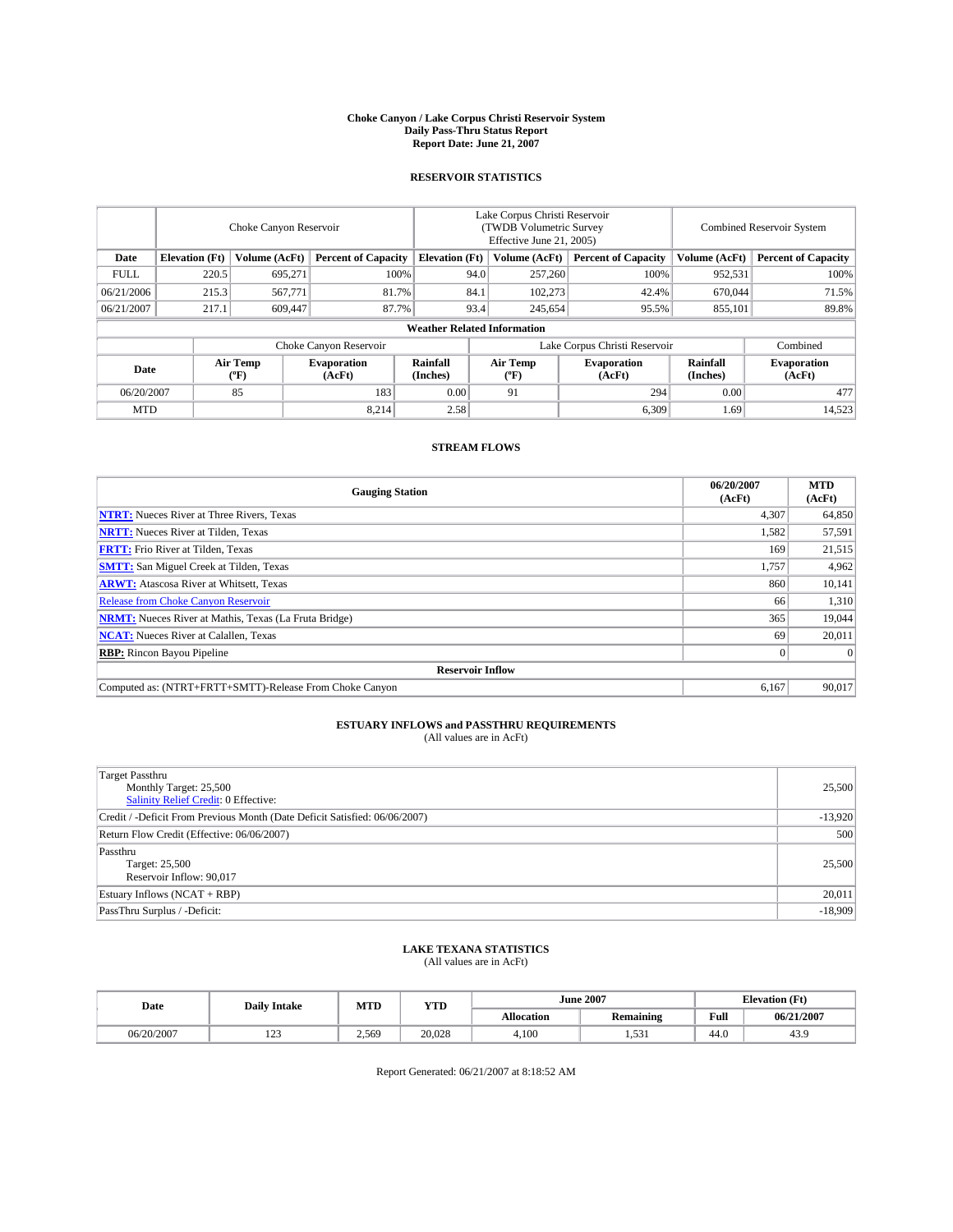# Choke Canyon / Lake Corpus Christi Reservoir System
## Daily Pass-Thru Status Report
### Report Date: June 21, 2007

## RESERVOIR STATISTICS

| | Choke Canyon Reservoir | | | Lake Corpus Christi Reservoir (TWDB Volumetric Survey Effective June 21, 2005) | | | Combined Reservoir System | |
|---|---|---|---|---|---|---|---|---|
| Date | Elevation (Ft) | Volume (AcFt) | Percent of Capacity | Elevation (Ft) | Volume (AcFt) | Percent of Capacity | Volume (AcFt) | Percent of Capacity |
| FULL | 220.5 | 695,271 | 100% | 94.0 | 257,260 | 100% | 952,531 | 100% |
| 06/21/2006 | 215.3 | 567,771 | 81.7% | 84.1 | 102,273 | 42.4% | 670,044 | 71.5% |
| 06/21/2007 | 217.1 | 609,447 | 87.7% | 93.4 | 245,654 | 95.5% | 855,101 | 89.8% |

**Weather Related Information**

| | Choke Canyon Reservoir | | | Lake Corpus Christi Reservoir | | | Combined |
|---|---|---|---|---|---|---|---|
| Date | Air Temp (ºF) | Evaporation (AcFt) | Rainfall (Inches) | Air Temp (ºF) | Evaporation (AcFt) | Rainfall (Inches) | Evaporation (AcFt) |
| 06/20/2007 | 85 | 183 | 0.00 | 91 | 294 | 0.00 | 477 |
| MTD | | 8,214 | 2.58 | | 6,309 | 1.69 | 14,523 |

## STREAM FLOWS

| Gauging Station | 06/20/2007 (AcFt) | MTD (AcFt) |
|---|---|---|
| **NTRT:** Nueces River at Three Rivers, Texas | 4,307 | 64,850 |
| **NRTT:** Nueces River at Tilden, Texas | 1,582 | 57,591 |
| **FRTT:** Frio River at Tilden, Texas | 169 | 21,515 |
| **SMTT:** San Miguel Creek at Tilden, Texas | 1,757 | 4,962 |
| **ARWT:** Atascosa River at Whitsett, Texas | 860 | 10,141 |
| Release from Choke Canyon Reservoir | 66 | 1,310 |
| **NRMT:** Nueces River at Mathis, Texas (La Fruta Bridge) | 365 | 19,044 |
| **NCAT:** Nueces River at Calallen, Texas | 69 | 20,011 |
| **RBP:** Rincon Bayou Pipeline | 0 | 0 |
| **Reservoir Inflow** | | |
| Computed as: (NTRT+FRTT+SMTT)-Release From Choke Canyon | 6,167 | 90,017 |

## ESTUARY INFLOWS and PASSTHRU REQUIREMENTS
(All values are in AcFt)

| | |
|---|---|
| Target Passthru<br>Monthly Target: 25,500<br>Salinity Relief Credit: 0 Effective: | 25,500 |
| Credit / -Deficit From Previous Month (Date Deficit Satisfied: 06/06/2007) | -13,920 |
| Return Flow Credit (Effective: 06/06/2007) | 500 |
| Passthru<br>Target: 25,500<br>Reservoir Inflow: 90,017 | 25,500 |
| Estuary Inflows (NCAT + RBP) | 20,011 |
| PassThru Surplus / -Deficit: | -18,909 |

## LAKE TEXANA STATISTICS
(All values are in AcFt)

| Date | Daily Intake | MTD | YTD | June 2007 | | Elevation (Ft) | |
|---|---|---|---|---|---|---|---|
| | | | | Allocation | Remaining | Full | 06/21/2007 |
| 06/20/2007 | 123 | 2,569 | 20,028 | 4,100 | 1,531 | 44.0 | 43.9 |

Report Generated: 06/21/2007 at 8:18:52 AM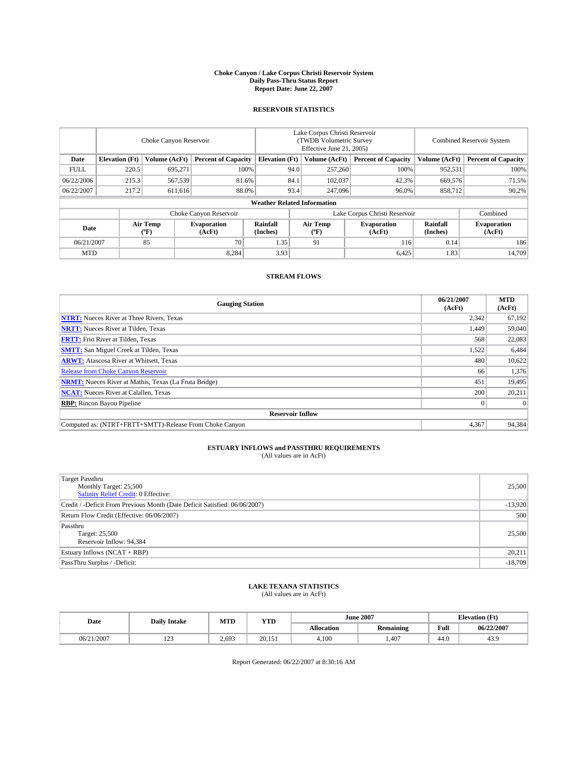# Choke Canyon / Lake Corpus Christi Reservoir System
## Daily Pass-Thru Status Report
### Report Date: June 22, 2007

## RESERVOIR STATISTICS

| | Choke Canyon Reservoir | | | Lake Corpus Christi Reservoir (TWDB Volumetric Survey Effective June 21, 2005) | | | Combined Reservoir System | |
|---|---|---|---|---|---|---|---|---|
| Date | Elevation (Ft) | Volume (AcFt) | Percent of Capacity | Elevation (Ft) | Volume (AcFt) | Percent of Capacity | Volume (AcFt) | Percent of Capacity |
| FULL | 220.5 | 695,271 | 100% | 94.0 | 257,260 | 100% | 952,531 | 100% |
| 06/22/2006 | 215.3 | 567,539 | 81.6% | 84.1 | 102,037 | 42.3% | 669,576 | 71.5% |
| 06/22/2007 | 217.2 | 611,616 | 88.0% | 93.4 | 247,096 | 96.0% | 858,712 | 90.2% |

**Weather Related Information**

| | Choke Canyon Reservoir | | | Lake Corpus Christi Reservoir | | | Combined |
|---|---|---|---|---|---|---|---|
| Date | Air Temp (ºF) | Evaporation (AcFt) | Rainfall (Inches) | Air Temp (ºF) | Evaporation (AcFt) | Rainfall (Inches) | Evaporation (AcFt) |
| 06/21/2007 | 85 | 70 | 1.35 | 91 | 116 | 0.14 | 186 |
| MTD | | 8,284 | 3.93 | | 6,425 | 1.83 | 14,709 |

## STREAM FLOWS

| Gauging Station | 06/21/2007 (AcFt) | MTD (AcFt) |
|---|---|---|
| **NTRT:** Nueces River at Three Rivers, Texas | 2,342 | 67,192 |
| **NRTT:** Nueces River at Tilden, Texas | 1,449 | 59,040 |
| **FRTT:** Frio River at Tilden, Texas | 568 | 22,083 |
| **SMTT:** San Miguel Creek at Tilden, Texas | 1,522 | 6,484 |
| **ARWT:** Atascosa River at Whitsett, Texas | 480 | 10,622 |
| Release from Choke Canyon Reservoir | 66 | 1,376 |
| **NRMT:** Nueces River at Mathis, Texas (La Fruta Bridge) | 451 | 19,495 |
| **NCAT:** Nueces River at Calallen, Texas | 200 | 20,211 |
| **RBP:** Rincon Bayou Pipeline | 0 | 0 |
| **Reservoir Inflow** | | |
| Computed as: (NTRT+FRTT+SMTT)-Release From Choke Canyon | 4,367 | 94,384 |

## ESTUARY INFLOWS and PASSTHRU REQUIREMENTS
(All values are in AcFt)

| | |
|---|---|
| Target Passthru<br>Monthly Target: 25,500<br>Salinity Relief Credit: 0 Effective: | 25,500 |
| Credit / -Deficit From Previous Month (Date Deficit Satisfied: 06/06/2007) | -13,920 |
| Return Flow Credit (Effective: 06/06/2007) | 500 |
| Passthru<br>Target: 25,500<br>Reservoir Inflow: 94,384 | 25,500 |
| Estuary Inflows (NCAT + RBP) | 20,211 |
| PassThru Surplus / -Deficit: | -18,709 |

## LAKE TEXANA STATISTICS
(All values are in AcFt)

| Date | Daily Intake | MTD | YTD | June 2007 | | Elevation (Ft) | |
|---|---|---|---|---|---|---|---|
| | | | | Allocation | Remaining | Full | 06/22/2007 |
| 06/21/2007 | 123 | 2,693 | 20,151 | 4,100 | 1,407 | 44.0 | 43.9 |

Report Generated: 06/22/2007 at 8:30:16 AM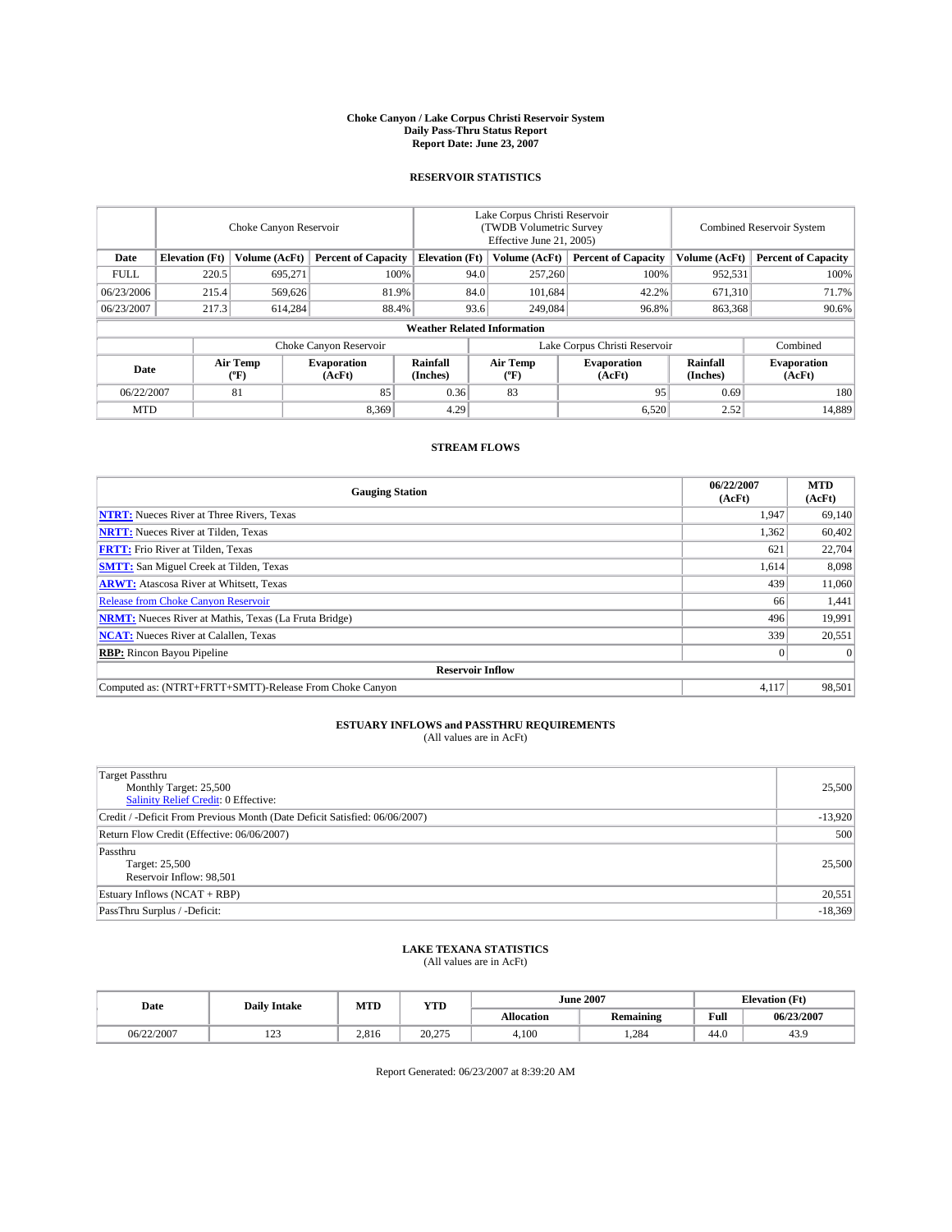# Choke Canyon / Lake Corpus Christi Reservoir System
## Daily Pass-Thru Status Report
### Report Date: June 23, 2007

## RESERVOIR STATISTICS

| | Choke Canyon Reservoir | | | Lake Corpus Christi Reservoir (TWDB Volumetric Survey Effective June 21, 2005) | | | Combined Reservoir System | |
|---|---|---|---|---|---|---|---|---|
| Date | Elevation (Ft) | Volume (AcFt) | Percent of Capacity | Elevation (Ft) | Volume (AcFt) | Percent of Capacity | Volume (AcFt) | Percent of Capacity |
| FULL | 220.5 | 695,271 | 100% | 94.0 | 257,260 | 100% | 952,531 | 100% |
| 06/23/2006 | 215.4 | 569,626 | 81.9% | 84.0 | 101,684 | 42.2% | 671,310 | 71.7% |
| 06/23/2007 | 217.3 | 614,284 | 88.4% | 93.6 | 249,084 | 96.8% | 863,368 | 90.6% |

**Weather Related Information**

| | Choke Canyon Reservoir | | | Lake Corpus Christi Reservoir | | | Combined |
|---|---|---|---|---|---|---|---|
| Date | Air Temp (°F) | Evaporation (AcFt) | Rainfall (Inches) | Air Temp (°F) | Evaporation (AcFt) | Rainfall (Inches) | Evaporation (AcFt) |
| 06/22/2007 | 81 | 85 | 0.36 | 83 | 95 | 0.69 | 180 |
| MTD | | 8,369 | 4.29 | | 6,520 | 2.52 | 14,889 |

## STREAM FLOWS

| Gauging Station | 06/22/2007 (AcFt) | MTD (AcFt) |
|---|---|---|
| **NTRT:** Nueces River at Three Rivers, Texas | 1,947 | 69,140 |
| **NRTT:** Nueces River at Tilden, Texas | 1,362 | 60,402 |
| **FRTT:** Frio River at Tilden, Texas | 621 | 22,704 |
| **SMTT:** San Miguel Creek at Tilden, Texas | 1,614 | 8,098 |
| **ARWT:** Atascosa River at Whitsett, Texas | 439 | 11,060 |
| Release from Choke Canyon Reservoir | 66 | 1,441 |
| **NRMT:** Nueces River at Mathis, Texas (La Fruta Bridge) | 496 | 19,991 |
| **NCAT:** Nueces River at Calallen, Texas | 339 | 20,551 |
| **RBP:** Rincon Bayou Pipeline | 0 | 0 |
| **Reservoir Inflow** | | |
| Computed as: (NTRT+FRTT+SMTT)-Release From Choke Canyon | 4,117 | 98,501 |

## ESTUARY INFLOWS and PASSTHRU REQUIREMENTS
(All values are in AcFt)

| | |
|---|---|
| Target Passthru<br>Monthly Target: 25,500<br>Salinity Relief Credit: 0 Effective: | 25,500 |
| Credit / -Deficit From Previous Month (Date Deficit Satisfied: 06/06/2007) | -13,920 |
| Return Flow Credit (Effective: 06/06/2007) | 500 |
| Passthru<br>Target: 25,500<br>Reservoir Inflow: 98,501 | 25,500 |
| Estuary Inflows (NCAT + RBP) | 20,551 |
| PassThru Surplus / -Deficit: | -18,369 |

## LAKE TEXANA STATISTICS
(All values are in AcFt)

| Date | Daily Intake | MTD | YTD | June 2007 | | Elevation (Ft) | |
|---|---|---|---|---|---|---|---|
| | | | | Allocation | Remaining | Full | 06/23/2007 |
| 06/22/2007 | 123 | 2,816 | 20,275 | 4,100 | 1,284 | 44.0 | 43.9 |

Report Generated: 06/23/2007 at 8:39:20 AM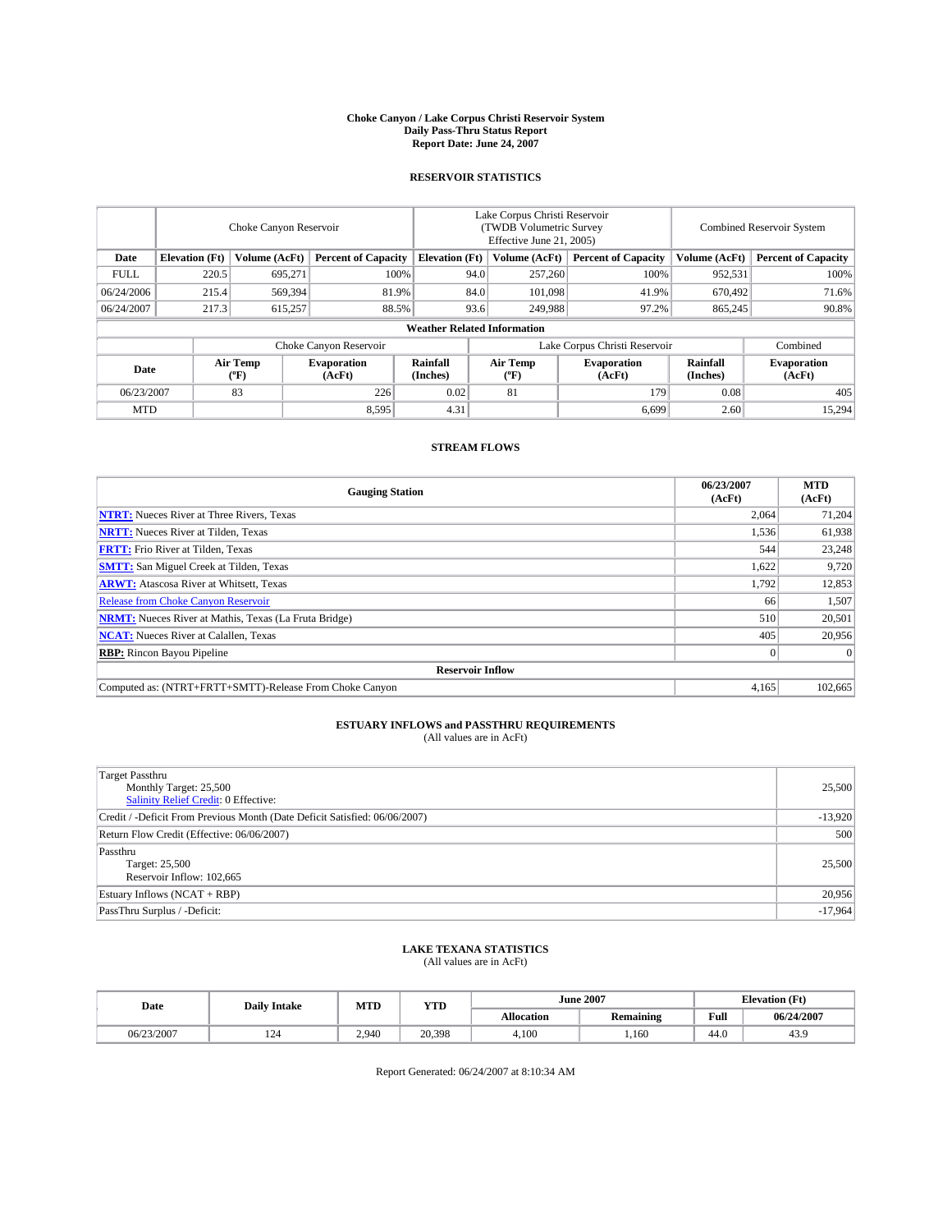# Choke Canyon / Lake Corpus Christi Reservoir System
## Daily Pass-Thru Status Report
### Report Date: June 24, 2007

## RESERVOIR STATISTICS

| Date | Choke Canyon Reservoir | | | Lake Corpus Christi Reservoir (TWDB Volumetric Survey Effective June 21, 2005) | | | Combined Reservoir System | |
|---|---|---|---|---|---|---|---|---|
| | Elevation (Ft) | Volume (AcFt) | Percent of Capacity | Elevation (Ft) | Volume (AcFt) | Percent of Capacity | Volume (AcFt) | Percent of Capacity |
| FULL | 220.5 | 695,271 | 100% | 94.0 | 257,260 | 100% | 952,531 | 100% |
| 06/24/2006 | 215.4 | 569,394 | 81.9% | 84.0 | 101,098 | 41.9% | 670,492 | 71.6% |
| 06/24/2007 | 217.3 | 615,257 | 88.5% | 93.6 | 249,988 | 97.2% | 865,245 | 90.8% |

**Weather Related Information**

| Date | Choke Canyon Reservoir | | | Lake Corpus Christi Reservoir | | | Combined |
|---|---|---|---|---|---|---|---|
| | Air Temp (°F) | Evaporation (AcFt) | Rainfall (Inches) | Air Temp (°F) | Evaporation (AcFt) | Rainfall (Inches) | Evaporation (AcFt) |
| 06/23/2007 | 83 | 226 | 0.02 | 81 | 179 | 0.08 | 405 |
| MTD | | 8,595 | 4.31 | | 6,699 | 2.60 | 15,294 |

## STREAM FLOWS

| Gauging Station | 06/23/2007 (AcFt) | MTD (AcFt) |
|---|---|---|
| **NTRT:** Nueces River at Three Rivers, Texas | 2,064 | 71,204 |
| **NRTT:** Nueces River at Tilden, Texas | 1,536 | 61,938 |
| **FRTT:** Frio River at Tilden, Texas | 544 | 23,248 |
| **SMTT:** San Miguel Creek at Tilden, Texas | 1,622 | 9,720 |
| **ARWT:** Atascosa River at Whitsett, Texas | 1,792 | 12,853 |
| Release from Choke Canyon Reservoir | 66 | 1,507 |
| **NRMT:** Nueces River at Mathis, Texas (La Fruta Bridge) | 510 | 20,501 |
| **NCAT:** Nueces River at Calallen, Texas | 405 | 20,956 |
| **RBP:** Rincon Bayou Pipeline | 0 | 0 |
| **Reservoir Inflow** | | |
| Computed as: (NTRT+FRTT+SMTT)-Release From Choke Canyon | 4,165 | 102,665 |

## ESTUARY INFLOWS and PASSTHRU REQUIREMENTS
(All values are in AcFt)

| | |
|---|---|
| Target Passthru<br>Monthly Target: 25,500<br>Salinity Relief Credit: 0 Effective: | 25,500 |
| Credit / -Deficit From Previous Month (Date Deficit Satisfied: 06/06/2007) | -13,920 |
| Return Flow Credit (Effective: 06/06/2007) | 500 |
| Passthru<br>Target: 25,500<br>Reservoir Inflow: 102,665 | 25,500 |
| Estuary Inflows (NCAT + RBP) | 20,956 |
| PassThru Surplus / -Deficit: | -17,964 |

## LAKE TEXANA STATISTICS
(All values are in AcFt)

| Date | Daily Intake | MTD | YTD | June 2007 | | Elevation (Ft) | |
|---|---|---|---|---|---|---|---|
| | | | | Allocation | Remaining | Full | 06/24/2007 |
| 06/23/2007 | 124 | 2,940 | 20,398 | 4,100 | 1,160 | 44.0 | 43.9 |

Report Generated: 06/24/2007 at 8:10:34 AM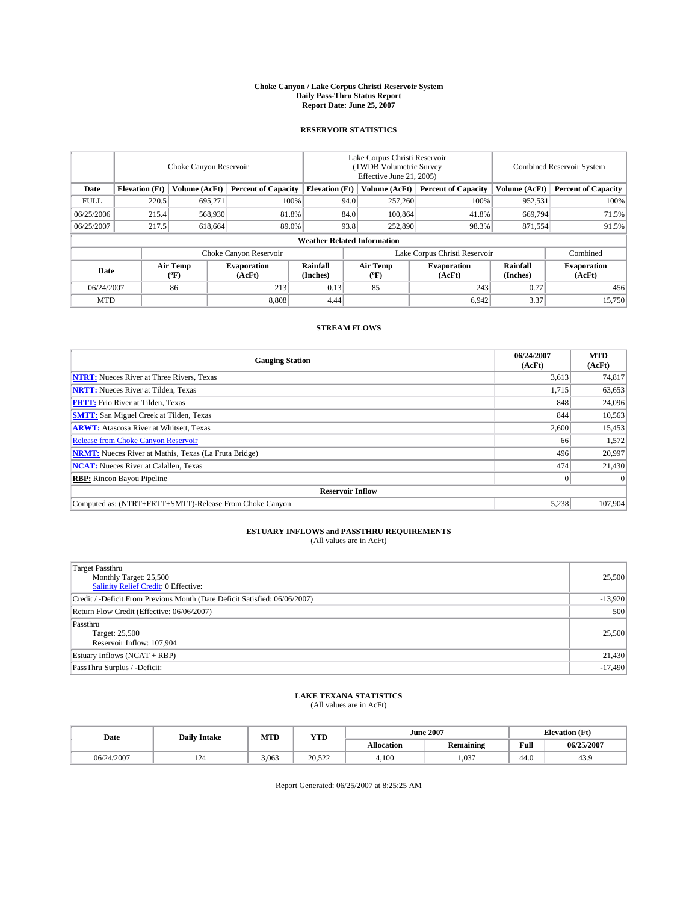# Choke Canyon / Lake Corpus Christi Reservoir System
## Daily Pass-Thru Status Report
## Report Date: June 25, 2007

### RESERVOIR STATISTICS

| | Choke Canyon Reservoir | | | Lake Corpus Christi Reservoir (TWDB Volumetric Survey Effective June 21, 2005) | | | Combined Reservoir System | |
|---|---|---|---|---|---|---|---|---|
| Date | Elevation (Ft) | Volume (AcFt) | Percent of Capacity | Elevation (Ft) | Volume (AcFt) | Percent of Capacity | Volume (AcFt) | Percent of Capacity |
| FULL | 220.5 | 695,271 | 100% | 94.0 | 257,260 | 100% | 952,531 | 100% |
| 06/25/2006 | 215.4 | 568,930 | 81.8% | 84.0 | 100,864 | 41.8% | 669,794 | 71.5% |
| 06/25/2007 | 217.5 | 618,664 | 89.0% | 93.8 | 252,890 | 98.3% | 871,554 | 91.5% |

**Weather Related Information**

| | Choke Canyon Reservoir | | | Lake Corpus Christi Reservoir | | | Combined |
|---|---|---|---|---|---|---|---|
| Date | Air Temp (°F) | Evaporation (AcFt) | Rainfall (Inches) | Air Temp (°F) | Evaporation (AcFt) | Rainfall (Inches) | Evaporation (AcFt) |
| 06/24/2007 | 86 | 213 | 0.13 | 85 | 243 | 0.77 | 456 |
| MTD | | 8,808 | 4.44 | | 6,942 | 3.37 | 15,750 |

### STREAM FLOWS

| Gauging Station | 06/24/2007 (AcFt) | MTD (AcFt) |
|---|---|---|
| **NTRT:** Nueces River at Three Rivers, Texas | 3,613 | 74,817 |
| **NRTT:** Nueces River at Tilden, Texas | 1,715 | 63,653 |
| **FRTT:** Frio River at Tilden, Texas | 848 | 24,096 |
| **SMTT:** San Miguel Creek at Tilden, Texas | 844 | 10,563 |
| **ARWT:** Atascosa River at Whitsett, Texas | 2,600 | 15,453 |
| Release from Choke Canyon Reservoir | 66 | 1,572 |
| **NRMT:** Nueces River at Mathis, Texas (La Fruta Bridge) | 496 | 20,997 |
| **NCAT:** Nueces River at Calallen, Texas | 474 | 21,430 |
| **RBP:** Rincon Bayou Pipeline | 0 | 0 |
| **Reservoir Inflow** | | |
| Computed as: (NTRT+FRTT+SMTT)-Release From Choke Canyon | 5,238 | 107,904 |

### ESTUARY INFLOWS and PASSTHRU REQUIREMENTS
(All values are in AcFt)

| | |
|---|---|
| Target Passthru<br>Monthly Target: 25,500<br>Salinity Relief Credit: 0 Effective: | 25,500 |
| Credit / -Deficit From Previous Month (Date Deficit Satisfied: 06/06/2007) | -13,920 |
| Return Flow Credit (Effective: 06/06/2007) | 500 |
| Passthru<br>Target: 25,500<br>Reservoir Inflow: 107,904 | 25,500 |
| Estuary Inflows (NCAT + RBP) | 21,430 |
| PassThru Surplus / -Deficit: | -17,490 |

### LAKE TEXANA STATISTICS
(All values are in AcFt)

| Date | Daily Intake | MTD | YTD | June 2007 | | Elevation (Ft) | |
|---|---|---|---|---|---|---|---|
| | | | | Allocation | Remaining | Full | 06/25/2007 |
| 06/24/2007 | 124 | 3,063 | 20,522 | 4,100 | 1,037 | 44.0 | 43.9 |

Report Generated: 06/25/2007 at 8:25:25 AM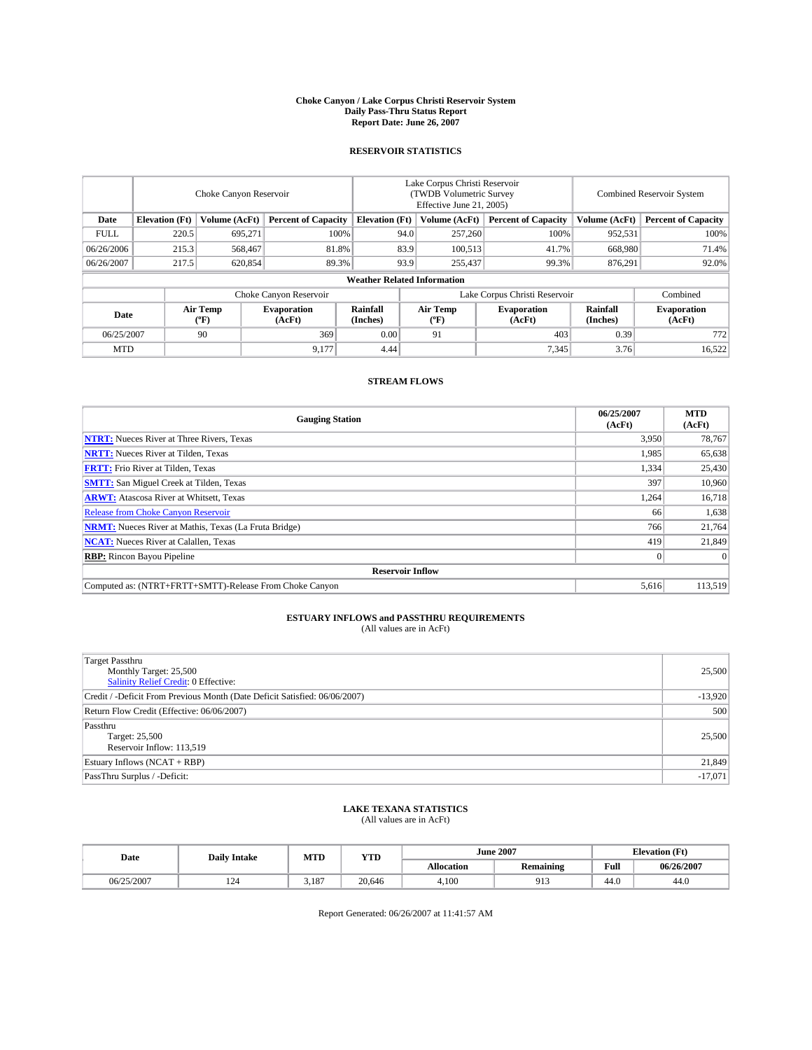# Choke Canyon / Lake Corpus Christi Reservoir System
## Daily Pass-Thru Status Report
### Report Date: June 26, 2007

## RESERVOIR STATISTICS

| | Choke Canyon Reservoir | | | Lake Corpus Christi Reservoir (TWDB Volumetric Survey Effective June 21, 2005) | | | Combined Reservoir System | |
|---|---|---|---|---|---|---|---|---|
| Date | Elevation (Ft) | Volume (AcFt) | Percent of Capacity | Elevation (Ft) | Volume (AcFt) | Percent of Capacity | Volume (AcFt) | Percent of Capacity |
| FULL | 220.5 | 695,271 | 100% | 94.0 | 257,260 | 100% | 952,531 | 100% |
| 06/26/2006 | 215.3 | 568,467 | 81.8% | 83.9 | 100,513 | 41.7% | 668,980 | 71.4% |
| 06/26/2007 | 217.5 | 620,854 | 89.3% | 93.9 | 255,437 | 99.3% | 876,291 | 92.0% |

**Weather Related Information**

| | Choke Canyon Reservoir | | | Lake Corpus Christi Reservoir | | | Combined |
|---|---|---|---|---|---|---|---|
| Date | Air Temp (°F) | Evaporation (AcFt) | Rainfall (Inches) | Air Temp (°F) | Evaporation (AcFt) | Rainfall (Inches) | Evaporation (AcFt) |
| 06/25/2007 | 90 | 369 | 0.00 | 91 | 403 | 0.39 | 772 |
| MTD | | 9,177 | 4.44 | | 7,345 | 3.76 | 16,522 |

## STREAM FLOWS

| Gauging Station | 06/25/2007 (AcFt) | MTD (AcFt) |
|---|---|---|
| **NTRT:** Nueces River at Three Rivers, Texas | 3,950 | 78,767 |
| **NRTT:** Nueces River at Tilden, Texas | 1,985 | 65,638 |
| **FRTT:** Frio River at Tilden, Texas | 1,334 | 25,430 |
| **SMTT:** San Miguel Creek at Tilden, Texas | 397 | 10,960 |
| **ARWT:** Atascosa River at Whitsett, Texas | 1,264 | 16,718 |
| Release from Choke Canyon Reservoir | 66 | 1,638 |
| **NRMT:** Nueces River at Mathis, Texas (La Fruta Bridge) | 766 | 21,764 |
| **NCAT:** Nueces River at Calallen, Texas | 419 | 21,849 |
| **RBP:** Rincon Bayou Pipeline | 0 | 0 |
| **Reservoir Inflow** | | |
| Computed as: (NTRT+FRTT+SMTT)-Release From Choke Canyon | 5,616 | 113,519 |

## ESTUARY INFLOWS and PASSTHRU REQUIREMENTS
(All values are in AcFt)

| | |
|---|---|
| Target Passthru<br>Monthly Target: 25,500<br>Salinity Relief Credit: 0 Effective: | 25,500 |
| Credit / -Deficit From Previous Month (Date Deficit Satisfied: 06/06/2007) | -13,920 |
| Return Flow Credit (Effective: 06/06/2007) | 500 |
| Passthru<br>Target: 25,500<br>Reservoir Inflow: 113,519 | 25,500 |
| Estuary Inflows (NCAT + RBP) | 21,849 |
| PassThru Surplus / -Deficit: | -17,071 |

## LAKE TEXANA STATISTICS
(All values are in AcFt)

| Date | Daily Intake | MTD | YTD | June 2007 | | Elevation (Ft) | |
|---|---|---|---|---|---|---|---|
| | | | | Allocation | Remaining | Full | 06/26/2007 |
| 06/25/2007 | 124 | 3,187 | 20,646 | 4,100 | 913 | 44.0 | 44.0 |

Report Generated: 06/26/2007 at 11:41:57 AM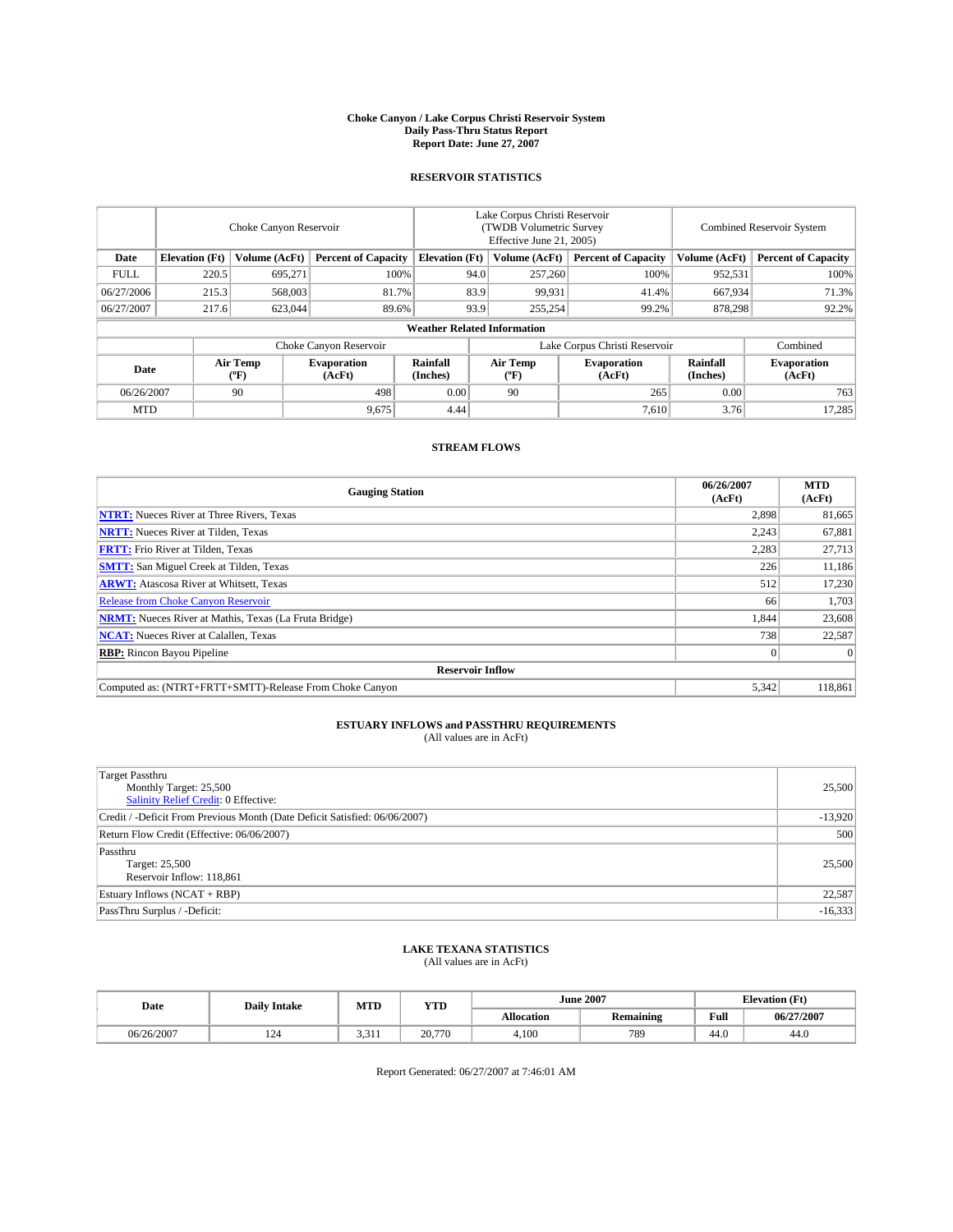# Choke Canyon / Lake Corpus Christi Reservoir System
## Daily Pass-Thru Status Report
## Report Date: June 27, 2007

### RESERVOIR STATISTICS

| | Choke Canyon Reservoir | | | Lake Corpus Christi Reservoir (TWDB Volumetric Survey Effective June 21, 2005) | | | Combined Reservoir System | |
|---|---|---|---|---|---|---|---|---|
| Date | Elevation (Ft) | Volume (AcFt) | Percent of Capacity | Elevation (Ft) | Volume (AcFt) | Percent of Capacity | Volume (AcFt) | Percent of Capacity |
| FULL | 220.5 | 695,271 | 100% | 94.0 | 257,260 | 100% | 952,531 | 100% |
| 06/27/2006 | 215.3 | 568,003 | 81.7% | 83.9 | 99,931 | 41.4% | 667,934 | 71.3% |
| 06/27/2007 | 217.6 | 623,044 | 89.6% | 93.9 | 255,254 | 99.2% | 878,298 | 92.2% |

**Weather Related Information**

| | Choke Canyon Reservoir | | | Lake Corpus Christi Reservoir | | | Combined |
|---|---|---|---|---|---|---|---|
| Date | Air Temp (ºF) | Evaporation (AcFt) | Rainfall (Inches) | Air Temp (ºF) | Evaporation (AcFt) | Rainfall (Inches) | Evaporation (AcFt) |
| 06/26/2007 | 90 | 498 | 0.00 | 90 | 265 | 0.00 | 763 |
| MTD | | 9,675 | 4.44 | | 7,610 | 3.76 | 17,285 |

### STREAM FLOWS

| Gauging Station | 06/26/2007 (AcFt) | MTD (AcFt) |
|---|---|---|
| **NTRT:** Nueces River at Three Rivers, Texas | 2,898 | 81,665 |
| **NRTT:** Nueces River at Tilden, Texas | 2,243 | 67,881 |
| **FRTT:** Frio River at Tilden, Texas | 2,283 | 27,713 |
| **SMTT:** San Miguel Creek at Tilden, Texas | 226 | 11,186 |
| **ARWT:** Atascosa River at Whitsett, Texas | 512 | 17,230 |
| Release from Choke Canyon Reservoir | 66 | 1,703 |
| **NRMT:** Nueces River at Mathis, Texas (La Fruta Bridge) | 1,844 | 23,608 |
| **NCAT:** Nueces River at Calallen, Texas | 738 | 22,587 |
| **RBP:** Rincon Bayou Pipeline | 0 | 0 |
| **Reservoir Inflow** | | |
| Computed as: (NTRT+FRTT+SMTT)-Release From Choke Canyon | 5,342 | 118,861 |

### ESTUARY INFLOWS and PASSTHRU REQUIREMENTS
(All values are in AcFt)

| | |
|---|---|
| Target Passthru<br>Monthly Target: 25,500<br>Salinity Relief Credit: 0 Effective: | 25,500 |
| Credit / -Deficit From Previous Month (Date Deficit Satisfied: 06/06/2007) | -13,920 |
| Return Flow Credit (Effective: 06/06/2007) | 500 |
| Passthru<br>Target: 25,500<br>Reservoir Inflow: 118,861 | 25,500 |
| Estuary Inflows (NCAT + RBP) | 22,587 |
| PassThru Surplus / -Deficit: | -16,333 |

### LAKE TEXANA STATISTICS
(All values are in AcFt)

| Date | Daily Intake | MTD | YTD | June 2007 | | Elevation (Ft) | |
|---|---|---|---|---|---|---|---|
| | | | | Allocation | Remaining | Full | 06/27/2007 |
| 06/26/2007 | 124 | 3,311 | 20,770 | 4,100 | 789 | 44.0 | 44.0 |

Report Generated: 06/27/2007 at 7:46:01 AM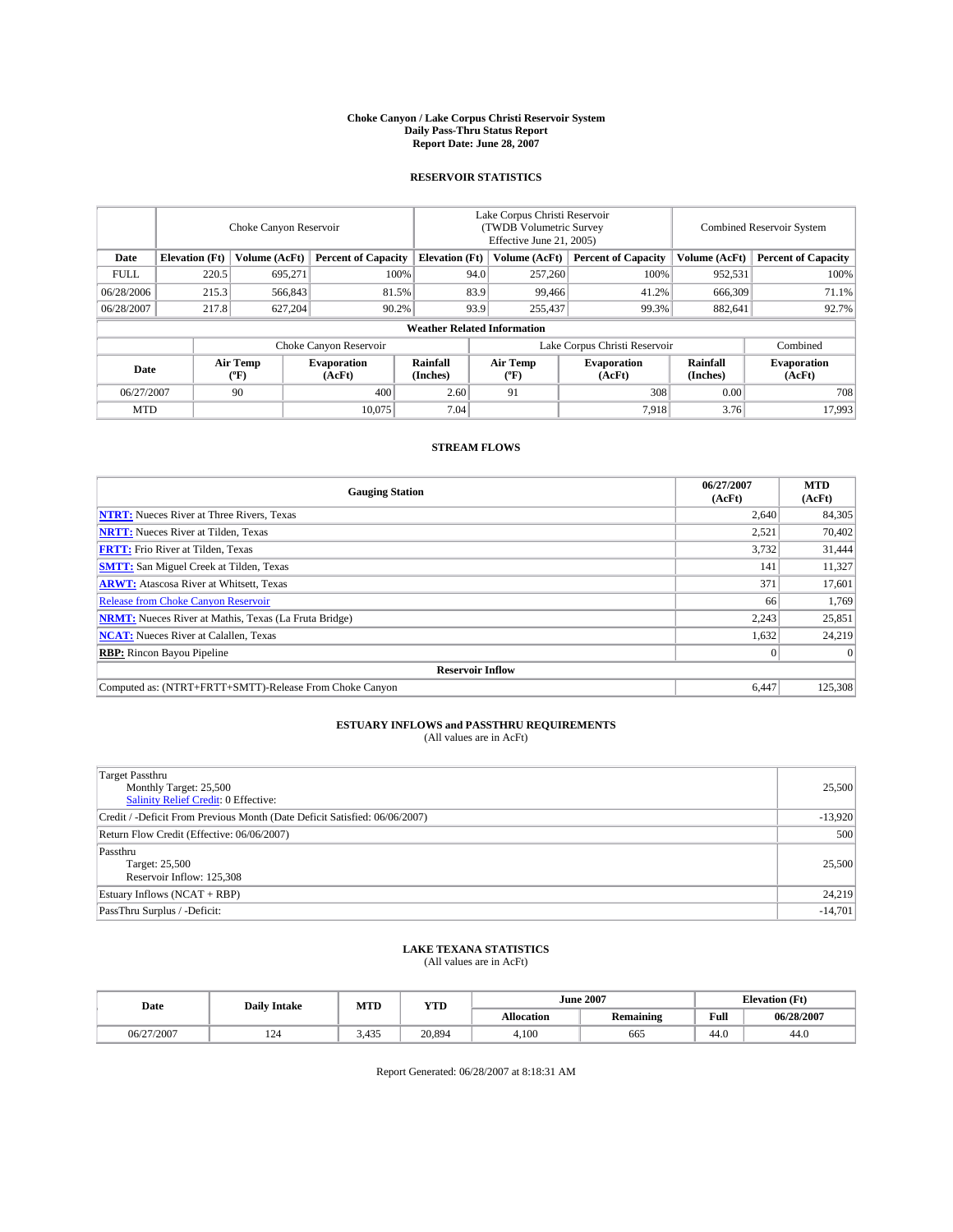# Choke Canyon / Lake Corpus Christi Reservoir System
## Daily Pass-Thru Status Report
## Report Date: June 28, 2007

### RESERVOIR STATISTICS

| | Choke Canyon Reservoir | | | Lake Corpus Christi Reservoir (TWDB Volumetric Survey Effective June 21, 2005) | | | Combined Reservoir System | |
|---|---|---|---|---|---|---|---|---|
| Date | Elevation (Ft) | Volume (AcFt) | Percent of Capacity | Elevation (Ft) | Volume (AcFt) | Percent of Capacity | Volume (AcFt) | Percent of Capacity |
| FULL | 220.5 | 695,271 | 100% | 94.0 | 257,260 | 100% | 952,531 | 100% |
| 06/28/2006 | 215.3 | 566,843 | 81.5% | 83.9 | 99,466 | 41.2% | 666,309 | 71.1% |
| 06/28/2007 | 217.8 | 627,204 | 90.2% | 93.9 | 255,437 | 99.3% | 882,641 | 92.7% |

**Weather Related Information**

| | Choke Canyon Reservoir | | | Lake Corpus Christi Reservoir | | | Combined |
|---|---|---|---|---|---|---|---|
| Date | Air Temp (°F) | Evaporation (AcFt) | Rainfall (Inches) | Air Temp (°F) | Evaporation (AcFt) | Rainfall (Inches) | Evaporation (AcFt) |
| 06/27/2007 | 90 | 400 | 2.60 | 91 | 308 | 0.00 | 708 |
| MTD | | 10,075 | 7.04 | | 7,918 | 3.76 | 17,993 |

### STREAM FLOWS

| Gauging Station | 06/27/2007 (AcFt) | MTD (AcFt) |
|---|---|---|
| NTRT: Nueces River at Three Rivers, Texas | 2,640 | 84,305 |
| NRTT: Nueces River at Tilden, Texas | 2,521 | 70,402 |
| FRTT: Frio River at Tilden, Texas | 3,732 | 31,444 |
| SMTT: San Miguel Creek at Tilden, Texas | 141 | 11,327 |
| ARWT: Atascosa River at Whitsett, Texas | 371 | 17,601 |
| Release from Choke Canyon Reservoir | 66 | 1,769 |
| NRMT: Nueces River at Mathis, Texas (La Fruta Bridge) | 2,243 | 25,851 |
| NCAT: Nueces River at Calallen, Texas | 1,632 | 24,219 |
| RBP: Rincon Bayou Pipeline | 0 | 0 |
| **Reservoir Inflow** | | |
| Computed as: (NTRT+FRTT+SMTT)-Release From Choke Canyon | 6,447 | 125,308 |

### ESTUARY INFLOWS and PASSTHRU REQUIREMENTS
(All values are in AcFt)

| | |
|---|---|
| Target Passthru<br>Monthly Target: 25,500<br>Salinity Relief Credit: 0 Effective: | 25,500 |
| Credit / -Deficit From Previous Month (Date Deficit Satisfied: 06/06/2007) | -13,920 |
| Return Flow Credit (Effective: 06/06/2007) | 500 |
| Passthru<br>Target: 25,500<br>Reservoir Inflow: 125,308 | 25,500 |
| Estuary Inflows (NCAT + RBP) | 24,219 |
| PassThru Surplus / -Deficit: | -14,701 |

### LAKE TEXANA STATISTICS
(All values are in AcFt)

| Date | Daily Intake | MTD | YTD | June 2007 | | Elevation (Ft) | |
|---|---|---|---|---|---|---|---|
| | | | | Allocation | Remaining | Full | 06/28/2007 |
| 06/27/2007 | 124 | 3,435 | 20,894 | 4,100 | 665 | 44.0 | 44.0 |

Report Generated: 06/28/2007 at 8:18:31 AM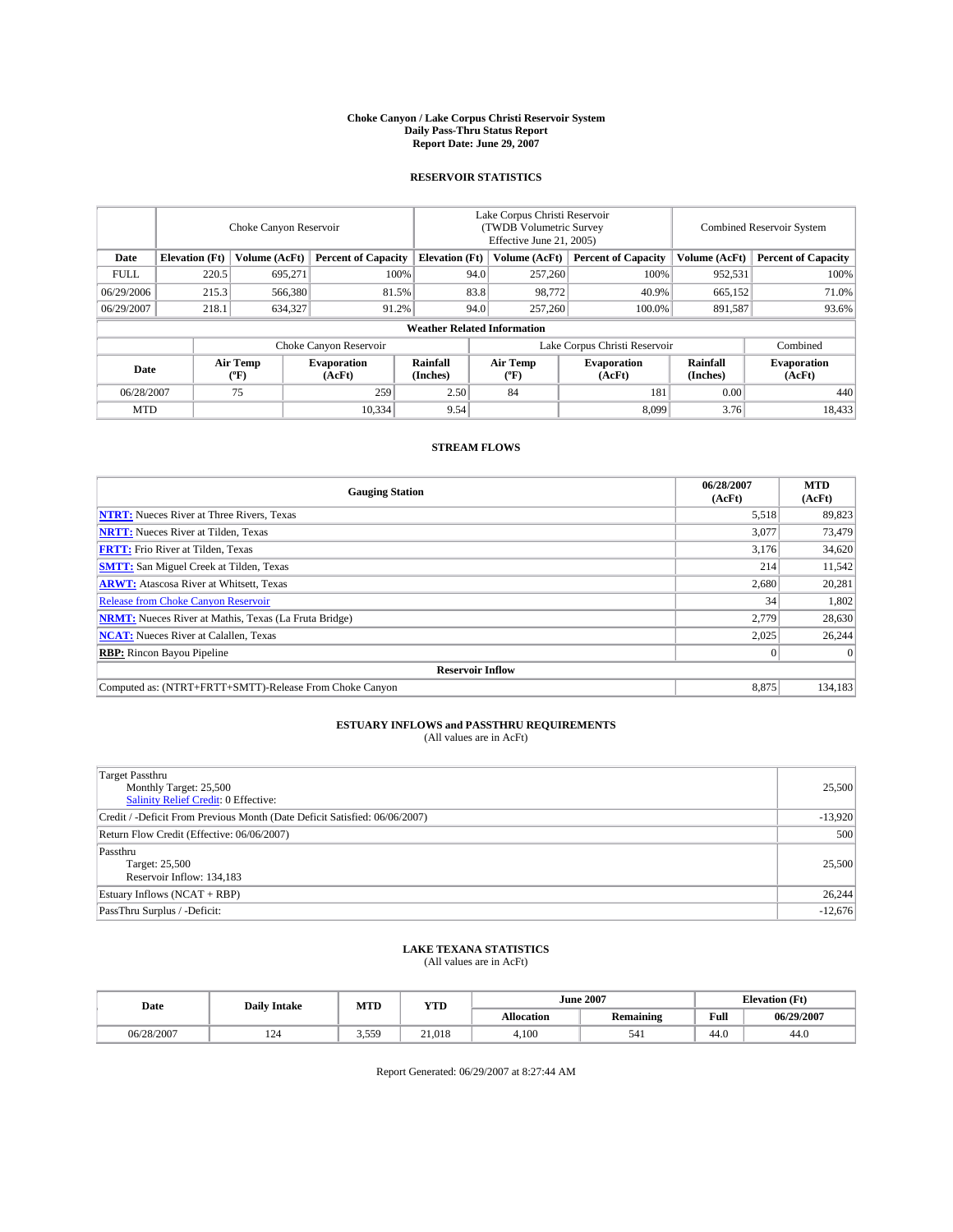# Choke Canyon / Lake Corpus Christi Reservoir System
## Daily Pass-Thru Status Report
## Report Date: June 29, 2007

### RESERVOIR STATISTICS

| | Choke Canyon Reservoir | | | Lake Corpus Christi Reservoir (TWDB Volumetric Survey Effective June 21, 2005) | | | Combined Reservoir System | |
|---|---|---|---|---|---|---|---|---|
| Date | Elevation (Ft) | Volume (AcFt) | Percent of Capacity | Elevation (Ft) | Volume (AcFt) | Percent of Capacity | Volume (AcFt) | Percent of Capacity |
| FULL | 220.5 | 695,271 | 100% | 94.0 | 257,260 | 100% | 952,531 | 100% |
| 06/29/2006 | 215.3 | 566,380 | 81.5% | 83.8 | 98,772 | 40.9% | 665,152 | 71.0% |
| 06/29/2007 | 218.1 | 634,327 | 91.2% | 94.0 | 257,260 | 100.0% | 891,587 | 93.6% |

**Weather Related Information**

| | Choke Canyon Reservoir | | | Lake Corpus Christi Reservoir | | | Combined |
|---|---|---|---|---|---|---|---|
| Date | Air Temp (ºF) | Evaporation (AcFt) | Rainfall (Inches) | Air Temp (ºF) | Evaporation (AcFt) | Rainfall (Inches) | Evaporation (AcFt) |
| 06/28/2007 | 75 | 259 | 2.50 | 84 | 181 | 0.00 | 440 |
| MTD | | 10,334 | 9.54 | | 8,099 | 3.76 | 18,433 |

### STREAM FLOWS

| Gauging Station | 06/28/2007 (AcFt) | MTD (AcFt) |
|---|---|---|
| **NTRT:** Nueces River at Three Rivers, Texas | 5,518 | 89,823 |
| **NRTT:** Nueces River at Tilden, Texas | 3,077 | 73,479 |
| **FRTT:** Frio River at Tilden, Texas | 3,176 | 34,620 |
| **SMTT:** San Miguel Creek at Tilden, Texas | 214 | 11,542 |
| **ARWT:** Atascosa River at Whitsett, Texas | 2,680 | 20,281 |
| Release from Choke Canyon Reservoir | 34 | 1,802 |
| **NRMT:** Nueces River at Mathis, Texas (La Fruta Bridge) | 2,779 | 28,630 |
| **NCAT:** Nueces River at Calallen, Texas | 2,025 | 26,244 |
| **RBP:** Rincon Bayou Pipeline | 0 | 0 |
| **Reservoir Inflow** | | |
| Computed as: (NTRT+FRTT+SMTT)-Release From Choke Canyon | 8,875 | 134,183 |

### ESTUARY INFLOWS and PASSTHRU REQUIREMENTS
(All values are in AcFt)

| | |
|---|---|
| Target Passthru<br>Monthly Target: 25,500<br>Salinity Relief Credit: 0 Effective: | 25,500 |
| Credit / -Deficit From Previous Month (Date Deficit Satisfied: 06/06/2007) | -13,920 |
| Return Flow Credit (Effective: 06/06/2007) | 500 |
| Passthru<br>Target: 25,500<br>Reservoir Inflow: 134,183 | 25,500 |
| Estuary Inflows (NCAT + RBP) | 26,244 |
| PassThru Surplus / -Deficit: | -12,676 |

### LAKE TEXANA STATISTICS
(All values are in AcFt)

| Date | Daily Intake | MTD | YTD | June 2007 | | Elevation (Ft) | |
|---|---|---|---|---|---|---|---|
| | | | | Allocation | Remaining | Full | 06/29/2007 |
| 06/28/2007 | 124 | 3,559 | 21,018 | 4,100 | 541 | 44.0 | 44.0 |

Report Generated: 06/29/2007 at 8:27:44 AM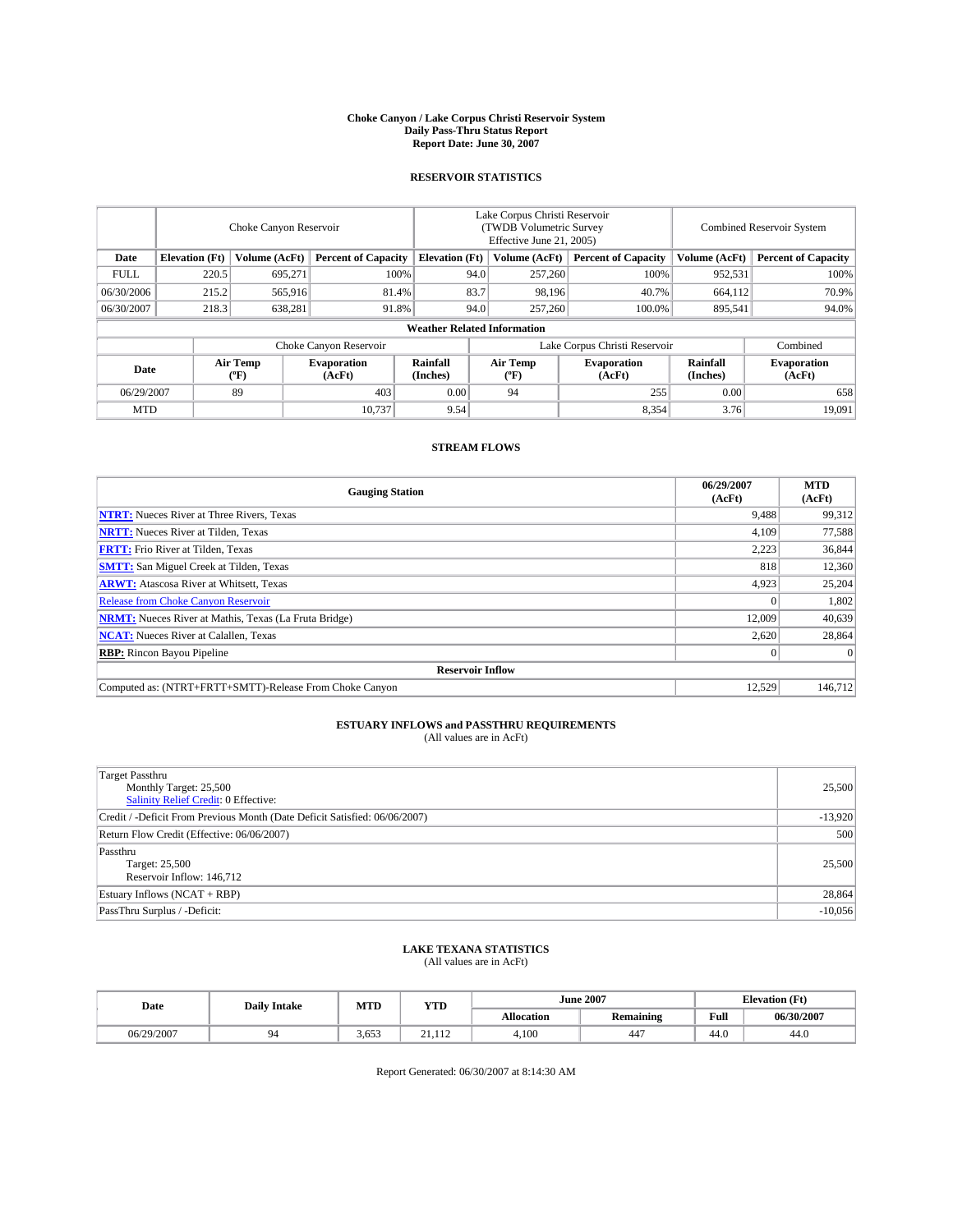# Choke Canyon / Lake Corpus Christi Reservoir System
## Daily Pass-Thru Status Report
## Report Date: June 30, 2007

### RESERVOIR STATISTICS

| | Choke Canyon Reservoir | | | Lake Corpus Christi Reservoir (TWDB Volumetric Survey Effective June 21, 2005) | | | Combined Reservoir System | |
|---|---|---|---|---|---|---|---|---|
| Date | Elevation (Ft) | Volume (AcFt) | Percent of Capacity | Elevation (Ft) | Volume (AcFt) | Percent of Capacity | Volume (AcFt) | Percent of Capacity |
| FULL | 220.5 | 695,271 | 100% | 94.0 | 257,260 | 100% | 952,531 | 100% |
| 06/30/2006 | 215.2 | 565,916 | 81.4% | 83.7 | 98,196 | 40.7% | 664,112 | 70.9% |
| 06/30/2007 | 218.3 | 638,281 | 91.8% | 94.0 | 257,260 | 100.0% | 895,541 | 94.0% |

**Weather Related Information**

| | Choke Canyon Reservoir | | | Lake Corpus Christi Reservoir | | | Combined |
|---|---|---|---|---|---|---|---|
| Date | Air Temp (ºF) | Evaporation (AcFt) | Rainfall (Inches) | Air Temp (ºF) | Evaporation (AcFt) | Rainfall (Inches) | Evaporation (AcFt) |
| 06/29/2007 | 89 | 403 | 0.00 | 94 | 255 | 0.00 | 658 |
| MTD | | 10,737 | 9.54 | | 8,354 | 3.76 | 19,091 |

### STREAM FLOWS

| Gauging Station | 06/29/2007 (AcFt) | MTD (AcFt) |
|---|---|---|
| **NTRT:** Nueces River at Three Rivers, Texas | 9,488 | 99,312 |
| **NRTT:** Nueces River at Tilden, Texas | 4,109 | 77,588 |
| **FRTT:** Frio River at Tilden, Texas | 2,223 | 36,844 |
| **SMTT:** San Miguel Creek at Tilden, Texas | 818 | 12,360 |
| **ARWT:** Atascosa River at Whitsett, Texas | 4,923 | 25,204 |
| Release from Choke Canyon Reservoir | 0 | 1,802 |
| **NRMT:** Nueces River at Mathis, Texas (La Fruta Bridge) | 12,009 | 40,639 |
| **NCAT:** Nueces River at Calallen, Texas | 2,620 | 28,864 |
| **RBP:** Rincon Bayou Pipeline | 0 | 0 |
| **Reservoir Inflow** | | |
| Computed as: (NTRT+FRTT+SMTT)-Release From Choke Canyon | 12,529 | 146,712 |

### ESTUARY INFLOWS and PASSTHRU REQUIREMENTS
(All values are in AcFt)

| | |
|---|---|
| Target Passthru<br>Monthly Target: 25,500<br>Salinity Relief Credit: 0 Effective: | 25,500 |
| Credit / -Deficit From Previous Month (Date Deficit Satisfied: 06/06/2007) | -13,920 |
| Return Flow Credit (Effective: 06/06/2007) | 500 |
| Passthru<br>Target: 25,500<br>Reservoir Inflow: 146,712 | 25,500 |
| Estuary Inflows (NCAT + RBP) | 28,864 |
| PassThru Surplus / -Deficit: | -10,056 |

### LAKE TEXANA STATISTICS
(All values are in AcFt)

| Date | Daily Intake | MTD | YTD | June 2007 | | Elevation (Ft) | |
|---|---|---|---|---|---|---|---|
| | | | | Allocation | Remaining | Full | 06/30/2007 |
| 06/29/2007 | 94 | 3,653 | 21,112 | 4,100 | 447 | 44.0 | 44.0 |

Report Generated: 06/30/2007 at 8:14:30 AM